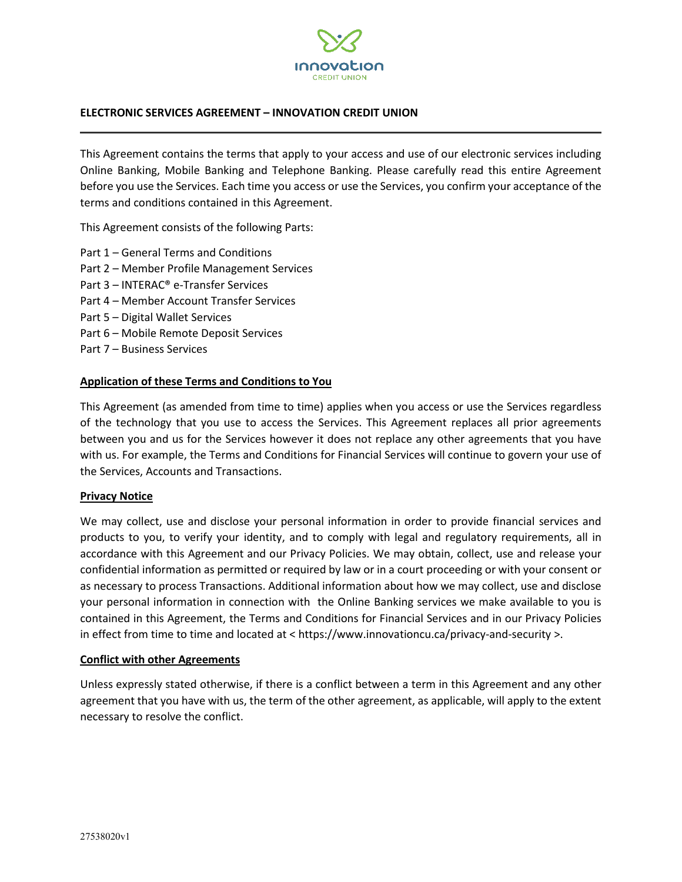**ELECTRONIC SERVICES AGREEMENT – INNOVATION CREDIT UNION**

---

This Agreement contains the terms that apply to your access and use of our electronic services including Online Banking, Mobile Banking and Telephone Banking. Please carefully read this entire Agreement before you use the Services. Each time you access or use the Services, you confirm your acceptance of the terms and conditions contained in this Agreement.

This Agreement consists of the following Parts:

Part 1 – General Terms and Conditions
Part 2 – Member Profile Management Services
Part 3 – INTERAC® e-Transfer Services
Part 4 – Member Account Transfer Services
Part 5 – Digital Wallet Services
Part 6 – Mobile Remote Deposit Services
Part 7 – Business Services

**Application of these Terms and Conditions to You**

This Agreement (as amended from time to time) applies when you access or use the Services regardless of the technology that you use to access the Services. This Agreement replaces all prior agreements between you and us for the Services however it does not replace any other agreements that you have with us. For example, the Terms and Conditions for Financial Services will continue to govern your use of the Services, Accounts and Transactions.

**Privacy Notice**

We may collect, use and disclose your personal information in order to provide financial services and products to you, to verify your identity, and to comply with legal and regulatory requirements, all in accordance with this Agreement and our Privacy Policies. We may obtain, collect, use and release your confidential information as permitted or required by law or in a court proceeding or with your consent or as necessary to process Transactions. Additional information about how we may collect, use and disclose your personal information in connection with the Online Banking services we make available to you is contained in this Agreement, the Terms and Conditions for Financial Services and in our Privacy Policies in effect from time to time and located at < https://www.innovationcu.ca/privacy-and-security >.

**Conflict with other Agreements**

Unless expressly stated otherwise, if there is a conflict between a term in this Agreement and any other agreement that you have with us, the term of the other agreement, as applicable, will apply to the extent necessary to resolve the conflict.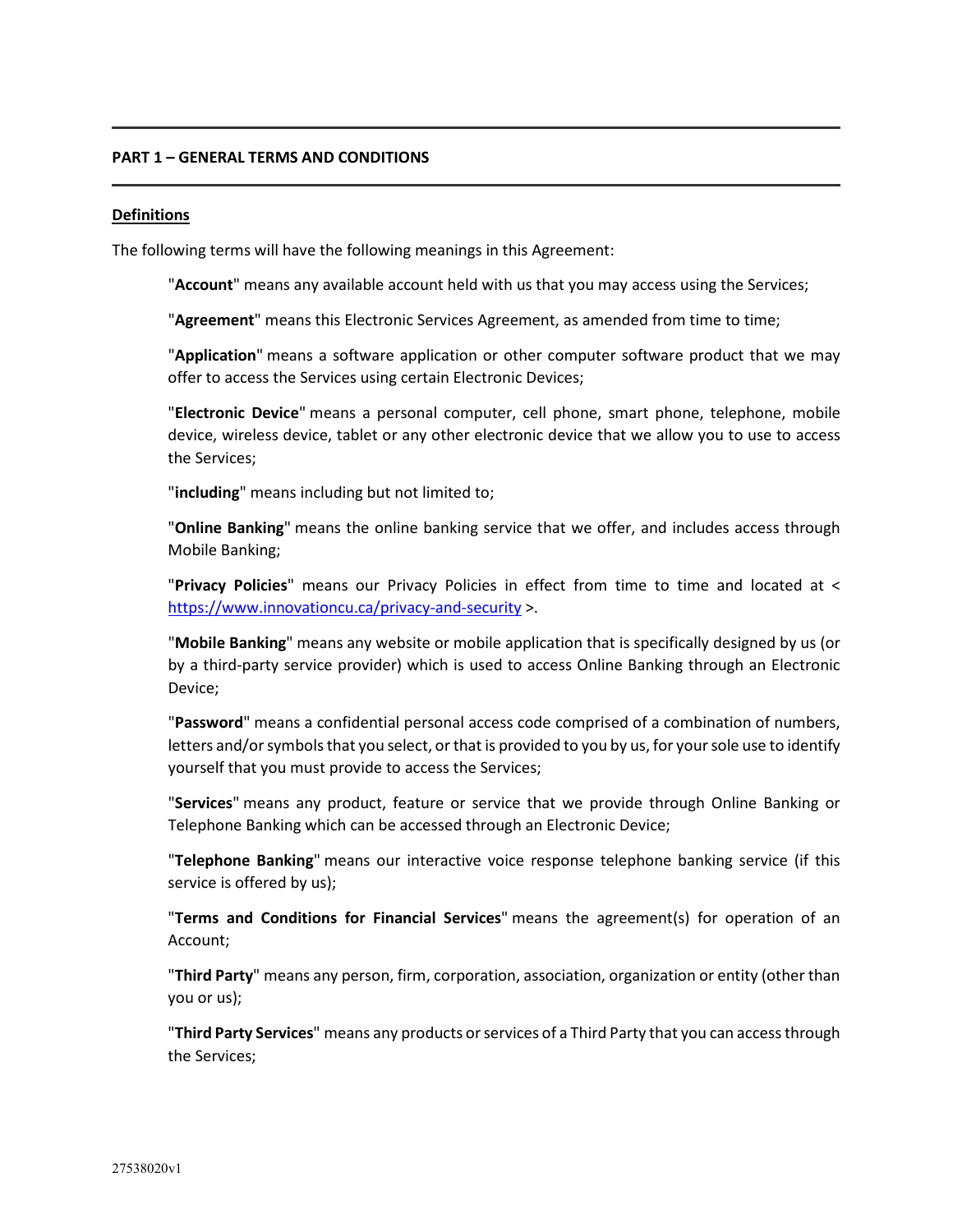**PART 1 – GENERAL TERMS AND CONDITIONS**

## Definitions

The following terms will have the following meanings in this Agreement:

"**Account**" means any available account held with us that you may access using the Services;

"**Agreement**" means this Electronic Services Agreement, as amended from time to time;

"**Application**" means a software application or other computer software product that we may offer to access the Services using certain Electronic Devices;

"**Electronic Device**" means a personal computer, cell phone, smart phone, telephone, mobile device, wireless device, tablet or any other electronic device that we allow you to use to access the Services;

"**including**" means including but not limited to;

"**Online Banking**" means the online banking service that we offer, and includes access through Mobile Banking;

"**Privacy Policies**" means our Privacy Policies in effect from time to time and located at < https://www.innovationcu.ca/privacy-and-security >.

"**Mobile Banking**" means any website or mobile application that is specifically designed by us (or by a third-party service provider) which is used to access Online Banking through an Electronic Device;

"**Password**" means a confidential personal access code comprised of a combination of numbers, letters and/or symbols that you select, or that is provided to you by us, for your sole use to identify yourself that you must provide to access the Services;

"**Services**" means any product, feature or service that we provide through Online Banking or Telephone Banking which can be accessed through an Electronic Device;

"**Telephone Banking**" means our interactive voice response telephone banking service (if this service is offered by us);

"**Terms and Conditions for Financial Services**" means the agreement(s) for operation of an Account;

"**Third Party**" means any person, firm, corporation, association, organization or entity (other than you or us);

"**Third Party Services**" means any products or services of a Third Party that you can access through the Services;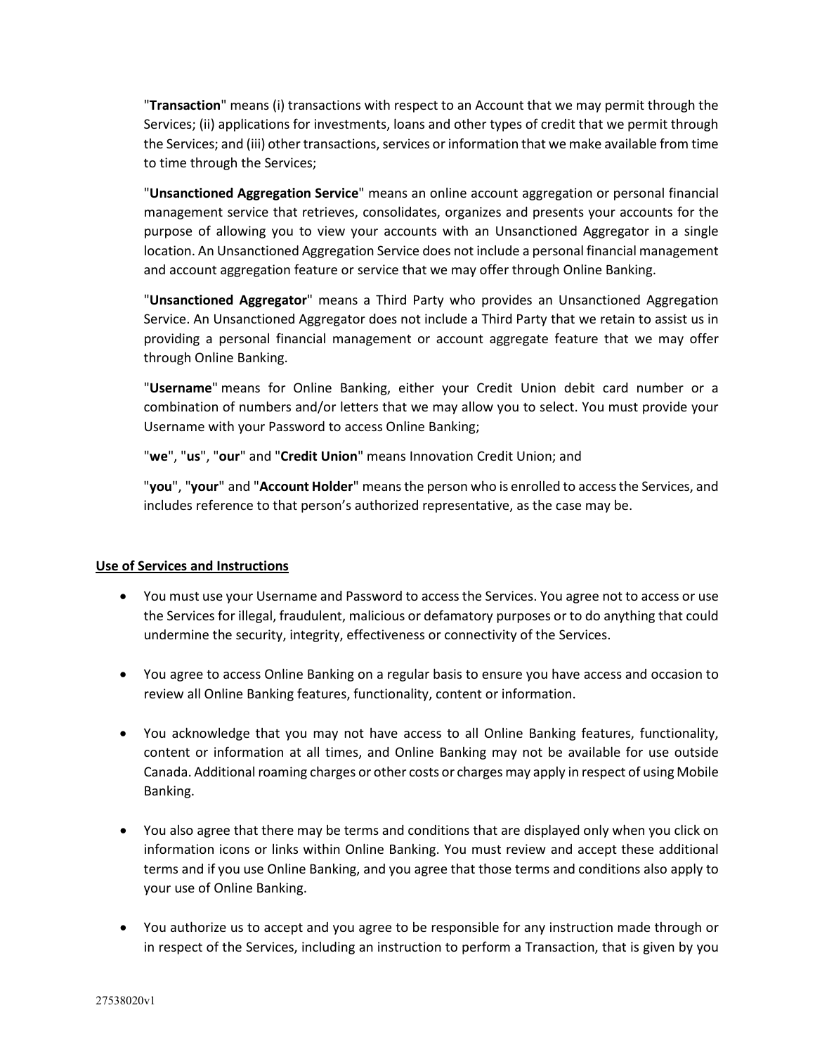"**Transaction**" means (i) transactions with respect to an Account that we may permit through the Services; (ii) applications for investments, loans and other types of credit that we permit through the Services; and (iii) other transactions, services or information that we make available from time to time through the Services;

"**Unsanctioned Aggregation Service**" means an online account aggregation or personal financial management service that retrieves, consolidates, organizes and presents your accounts for the purpose of allowing you to view your accounts with an Unsanctioned Aggregator in a single location. An Unsanctioned Aggregation Service does not include a personal financial management and account aggregation feature or service that we may offer through Online Banking.

"**Unsanctioned Aggregator**" means a Third Party who provides an Unsanctioned Aggregation Service. An Unsanctioned Aggregator does not include a Third Party that we retain to assist us in providing a personal financial management or account aggregate feature that we may offer through Online Banking.

"**Username**" means for Online Banking, either your Credit Union debit card number or a combination of numbers and/or letters that we may allow you to select. You must provide your Username with your Password to access Online Banking;

"**we**", "**us**", "**our**" and "**Credit Union**" means Innovation Credit Union; and

"**you**", "**your**" and "**Account Holder**" means the person who is enrolled to access the Services, and includes reference to that person's authorized representative, as the case may be.

<u>**Use of Services and Instructions**</u>

- You must use your Username and Password to access the Services. You agree not to access or use the Services for illegal, fraudulent, malicious or defamatory purposes or to do anything that could undermine the security, integrity, effectiveness or connectivity of the Services.

- You agree to access Online Banking on a regular basis to ensure you have access and occasion to review all Online Banking features, functionality, content or information.

- You acknowledge that you may not have access to all Online Banking features, functionality, content or information at all times, and Online Banking may not be available for use outside Canada. Additional roaming charges or other costs or charges may apply in respect of using Mobile Banking.

- You also agree that there may be terms and conditions that are displayed only when you click on information icons or links within Online Banking. You must review and accept these additional terms and if you use Online Banking, and you agree that those terms and conditions also apply to your use of Online Banking.

- You authorize us to accept and you agree to be responsible for any instruction made through or in respect of the Services, including an instruction to perform a Transaction, that is given by you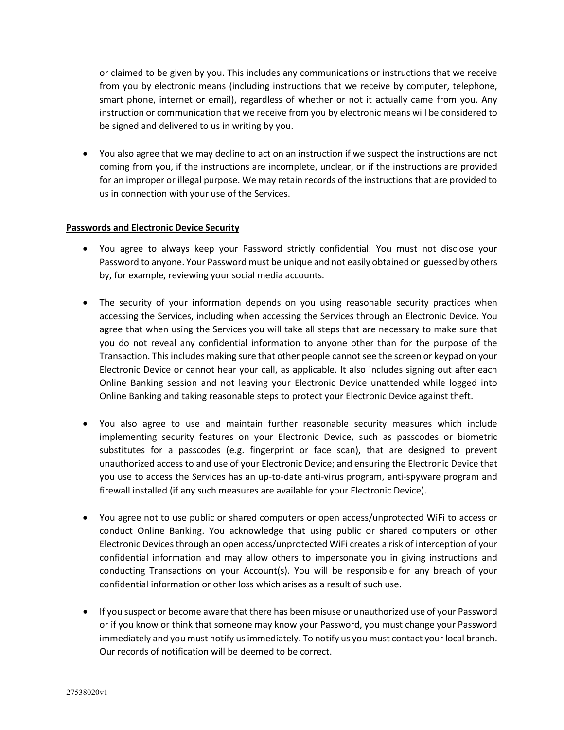or claimed to be given by you. This includes any communications or instructions that we receive from you by electronic means (including instructions that we receive by computer, telephone, smart phone, internet or email), regardless of whether or not it actually came from you. Any instruction or communication that we receive from you by electronic means will be considered to be signed and delivered to us in writing by you.

- You also agree that we may decline to act on an instruction if we suspect the instructions are not coming from you, if the instructions are incomplete, unclear, or if the instructions are provided for an improper or illegal purpose. We may retain records of the instructions that are provided to us in connection with your use of the Services.

**Passwords and Electronic Device Security**

- You agree to always keep your Password strictly confidential. You must not disclose your Password to anyone. Your Password must be unique and not easily obtained or guessed by others by, for example, reviewing your social media accounts.

- The security of your information depends on you using reasonable security practices when accessing the Services, including when accessing the Services through an Electronic Device. You agree that when using the Services you will take all steps that are necessary to make sure that you do not reveal any confidential information to anyone other than for the purpose of the Transaction. This includes making sure that other people cannot see the screen or keypad on your Electronic Device or cannot hear your call, as applicable. It also includes signing out after each Online Banking session and not leaving your Electronic Device unattended while logged into Online Banking and taking reasonable steps to protect your Electronic Device against theft.

- You also agree to use and maintain further reasonable security measures which include implementing security features on your Electronic Device, such as passcodes or biometric substitutes for a passcodes (e.g. fingerprint or face scan), that are designed to prevent unauthorized access to and use of your Electronic Device; and ensuring the Electronic Device that you use to access the Services has an up-to-date anti-virus program, anti-spyware program and firewall installed (if any such measures are available for your Electronic Device).

- You agree not to use public or shared computers or open access/unprotected WiFi to access or conduct Online Banking. You acknowledge that using public or shared computers or other Electronic Devices through an open access/unprotected WiFi creates a risk of interception of your confidential information and may allow others to impersonate you in giving instructions and conducting Transactions on your Account(s). You will be responsible for any breach of your confidential information or other loss which arises as a result of such use.

- If you suspect or become aware that there has been misuse or unauthorized use of your Password or if you know or think that someone may know your Password, you must change your Password immediately and you must notify us immediately. To notify us you must contact your local branch. Our records of notification will be deemed to be correct.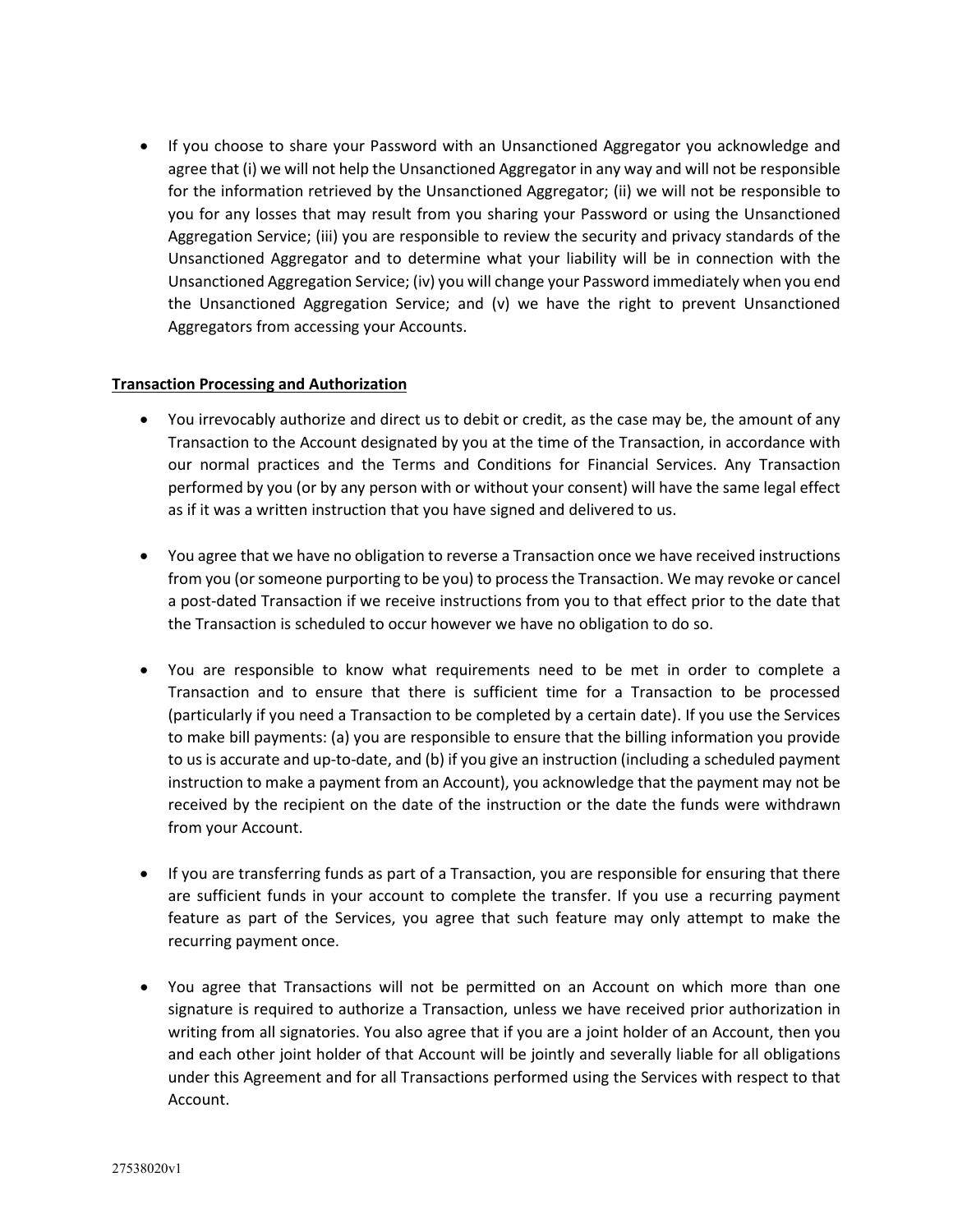- If you choose to share your Password with an Unsanctioned Aggregator you acknowledge and agree that (i) we will not help the Unsanctioned Aggregator in any way and will not be responsible for the information retrieved by the Unsanctioned Aggregator; (ii) we will not be responsible to you for any losses that may result from you sharing your Password or using the Unsanctioned Aggregation Service; (iii) you are responsible to review the security and privacy standards of the Unsanctioned Aggregator and to determine what your liability will be in connection with the Unsanctioned Aggregation Service; (iv) you will change your Password immediately when you end the Unsanctioned Aggregation Service; and (v) we have the right to prevent Unsanctioned Aggregators from accessing your Accounts.

**Transaction Processing and Authorization**

- You irrevocably authorize and direct us to debit or credit, as the case may be, the amount of any Transaction to the Account designated by you at the time of the Transaction, in accordance with our normal practices and the Terms and Conditions for Financial Services. Any Transaction performed by you (or by any person with or without your consent) will have the same legal effect as if it was a written instruction that you have signed and delivered to us.

- You agree that we have no obligation to reverse a Transaction once we have received instructions from you (or someone purporting to be you) to process the Transaction. We may revoke or cancel a post-dated Transaction if we receive instructions from you to that effect prior to the date that the Transaction is scheduled to occur however we have no obligation to do so.

- You are responsible to know what requirements need to be met in order to complete a Transaction and to ensure that there is sufficient time for a Transaction to be processed (particularly if you need a Transaction to be completed by a certain date). If you use the Services to make bill payments: (a) you are responsible to ensure that the billing information you provide to us is accurate and up-to-date, and (b) if you give an instruction (including a scheduled payment instruction to make a payment from an Account), you acknowledge that the payment may not be received by the recipient on the date of the instruction or the date the funds were withdrawn from your Account.

- If you are transferring funds as part of a Transaction, you are responsible for ensuring that there are sufficient funds in your account to complete the transfer. If you use a recurring payment feature as part of the Services, you agree that such feature may only attempt to make the recurring payment once.

- You agree that Transactions will not be permitted on an Account on which more than one signature is required to authorize a Transaction, unless we have received prior authorization in writing from all signatories. You also agree that if you are a joint holder of an Account, then you and each other joint holder of that Account will be jointly and severally liable for all obligations under this Agreement and for all Transactions performed using the Services with respect to that Account.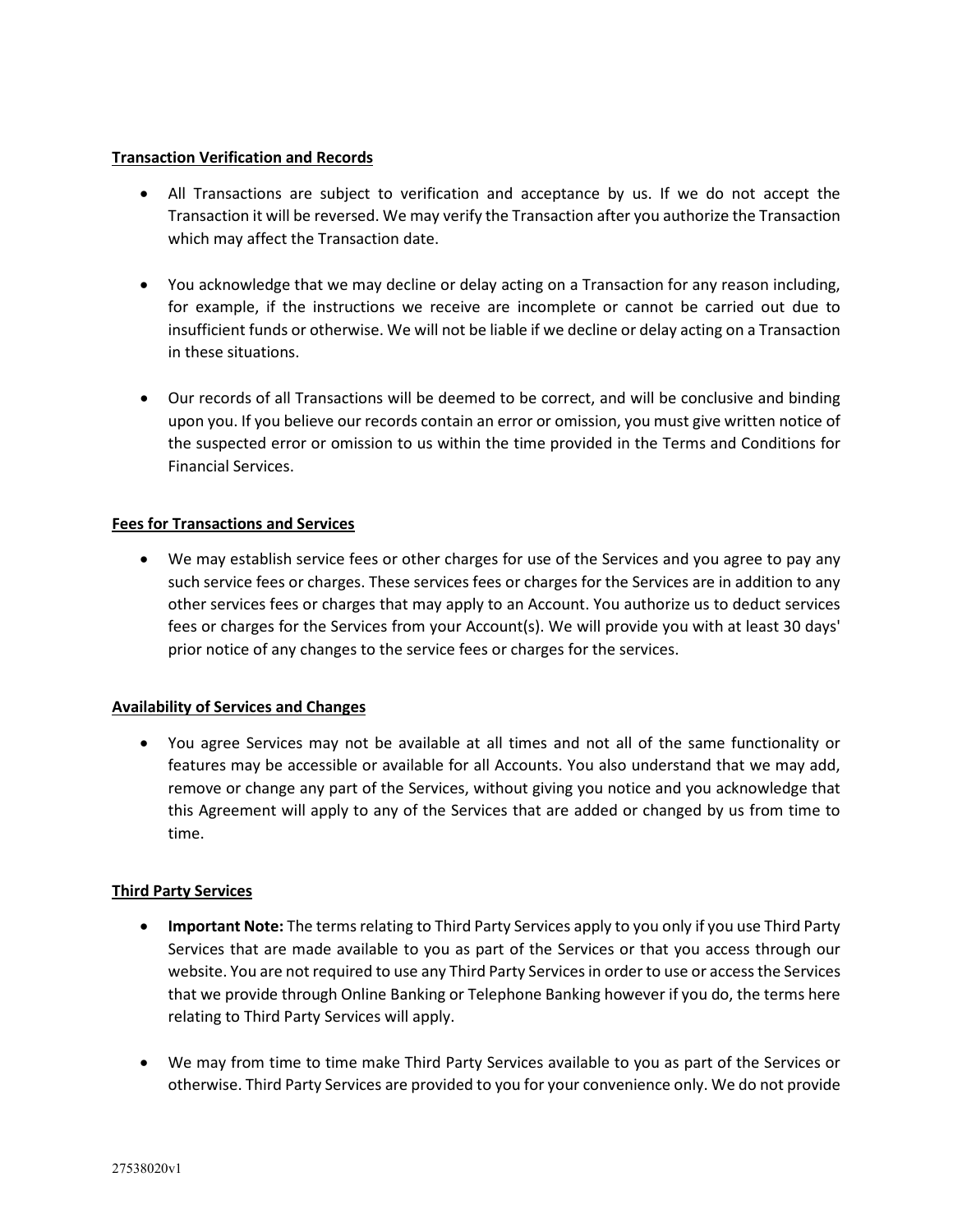**Transaction Verification and Records**

- All Transactions are subject to verification and acceptance by us. If we do not accept the Transaction it will be reversed. We may verify the Transaction after you authorize the Transaction which may affect the Transaction date.

- You acknowledge that we may decline or delay acting on a Transaction for any reason including, for example, if the instructions we receive are incomplete or cannot be carried out due to insufficient funds or otherwise. We will not be liable if we decline or delay acting on a Transaction in these situations.

- Our records of all Transactions will be deemed to be correct, and will be conclusive and binding upon you. If you believe our records contain an error or omission, you must give written notice of the suspected error or omission to us within the time provided in the Terms and Conditions for Financial Services.

**Fees for Transactions and Services**

- We may establish service fees or other charges for use of the Services and you agree to pay any such service fees or charges. These services fees or charges for the Services are in addition to any other services fees or charges that may apply to an Account. You authorize us to deduct services fees or charges for the Services from your Account(s). We will provide you with at least 30 days' prior notice of any changes to the service fees or charges for the services.

**Availability of Services and Changes**

- You agree Services may not be available at all times and not all of the same functionality or features may be accessible or available for all Accounts. You also understand that we may add, remove or change any part of the Services, without giving you notice and you acknowledge that this Agreement will apply to any of the Services that are added or changed by us from time to time.

**Third Party Services**

- **Important Note:** The terms relating to Third Party Services apply to you only if you use Third Party Services that are made available to you as part of the Services or that you access through our website. You are not required to use any Third Party Services in order to use or access the Services that we provide through Online Banking or Telephone Banking however if you do, the terms here relating to Third Party Services will apply.

- We may from time to time make Third Party Services available to you as part of the Services or otherwise. Third Party Services are provided to you for your convenience only. We do not provide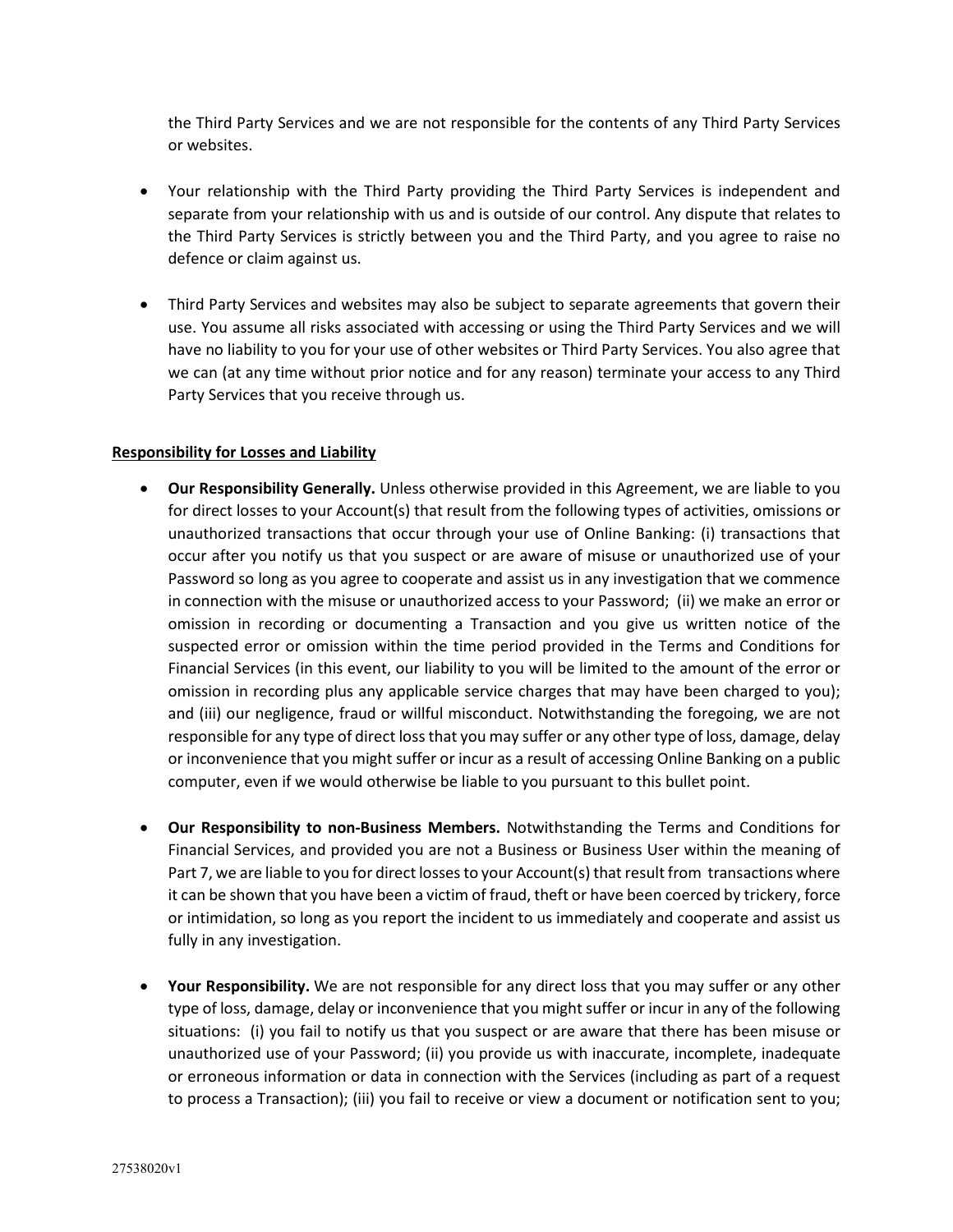the Third Party Services and we are not responsible for the contents of any Third Party Services or websites.

- Your relationship with the Third Party providing the Third Party Services is independent and separate from your relationship with us and is outside of our control. Any dispute that relates to the Third Party Services is strictly between you and the Third Party, and you agree to raise no defence or claim against us.

- Third Party Services and websites may also be subject to separate agreements that govern their use. You assume all risks associated with accessing or using the Third Party Services and we will have no liability to you for your use of other websites or Third Party Services. You also agree that we can (at any time without prior notice and for any reason) terminate your access to any Third Party Services that you receive through us.

**Responsibility for Losses and Liability**

- **Our Responsibility Generally.** Unless otherwise provided in this Agreement, we are liable to you for direct losses to your Account(s) that result from the following types of activities, omissions or unauthorized transactions that occur through your use of Online Banking: (i) transactions that occur after you notify us that you suspect or are aware of misuse or unauthorized use of your Password so long as you agree to cooperate and assist us in any investigation that we commence in connection with the misuse or unauthorized access to your Password; (ii) we make an error or omission in recording or documenting a Transaction and you give us written notice of the suspected error or omission within the time period provided in the Terms and Conditions for Financial Services (in this event, our liability to you will be limited to the amount of the error or omission in recording plus any applicable service charges that may have been charged to you); and (iii) our negligence, fraud or willful misconduct. Notwithstanding the foregoing, we are not responsible for any type of direct loss that you may suffer or any other type of loss, damage, delay or inconvenience that you might suffer or incur as a result of accessing Online Banking on a public computer, even if we would otherwise be liable to you pursuant to this bullet point.

- **Our Responsibility to non-Business Members.** Notwithstanding the Terms and Conditions for Financial Services, and provided you are not a Business or Business User within the meaning of Part 7, we are liable to you for direct losses to your Account(s) that result from transactions where it can be shown that you have been a victim of fraud, theft or have been coerced by trickery, force or intimidation, so long as you report the incident to us immediately and cooperate and assist us fully in any investigation.

- **Your Responsibility.** We are not responsible for any direct loss that you may suffer or any other type of loss, damage, delay or inconvenience that you might suffer or incur in any of the following situations: (i) you fail to notify us that you suspect or are aware that there has been misuse or unauthorized use of your Password; (ii) you provide us with inaccurate, incomplete, inadequate or erroneous information or data in connection with the Services (including as part of a request to process a Transaction); (iii) you fail to receive or view a document or notification sent to you;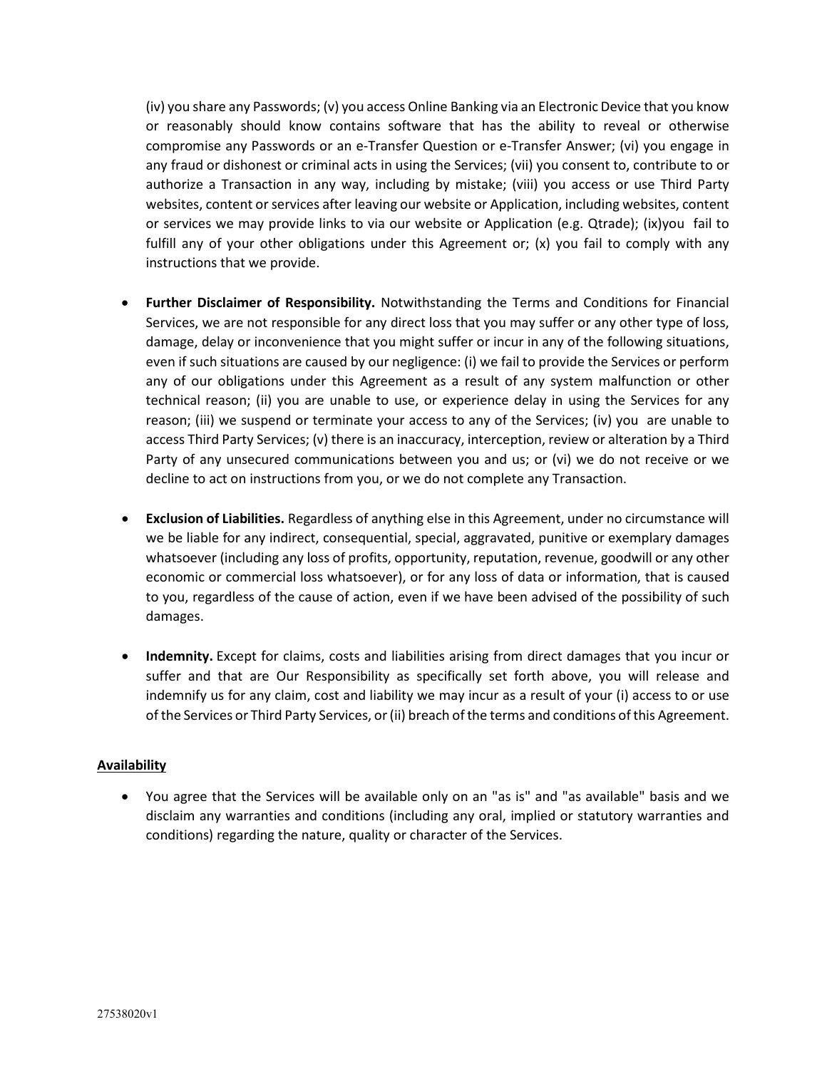(iv) you share any Passwords; (v) you access Online Banking via an Electronic Device that you know or reasonably should know contains software that has the ability to reveal or otherwise compromise any Passwords or an e-Transfer Question or e-Transfer Answer; (vi) you engage in any fraud or dishonest or criminal acts in using the Services; (vii) you consent to, contribute to or authorize a Transaction in any way, including by mistake; (viii) you access or use Third Party websites, content or services after leaving our website or Application, including websites, content or services we may provide links to via our website or Application (e.g. Qtrade); (ix)you fail to fulfill any of your other obligations under this Agreement or; (x) you fail to comply with any instructions that we provide.

- **Further Disclaimer of Responsibility.** Notwithstanding the Terms and Conditions for Financial Services, we are not responsible for any direct loss that you may suffer or any other type of loss, damage, delay or inconvenience that you might suffer or incur in any of the following situations, even if such situations are caused by our negligence: (i) we fail to provide the Services or perform any of our obligations under this Agreement as a result of any system malfunction or other technical reason; (ii) you are unable to use, or experience delay in using the Services for any reason; (iii) we suspend or terminate your access to any of the Services; (iv) you are unable to access Third Party Services; (v) there is an inaccuracy, interception, review or alteration by a Third Party of any unsecured communications between you and us; or (vi) we do not receive or we decline to act on instructions from you, or we do not complete any Transaction.

- **Exclusion of Liabilities.** Regardless of anything else in this Agreement, under no circumstance will we be liable for any indirect, consequential, special, aggravated, punitive or exemplary damages whatsoever (including any loss of profits, opportunity, reputation, revenue, goodwill or any other economic or commercial loss whatsoever), or for any loss of data or information, that is caused to you, regardless of the cause of action, even if we have been advised of the possibility of such damages.

- **Indemnity.** Except for claims, costs and liabilities arising from direct damages that you incur or suffer and that are Our Responsibility as specifically set forth above, you will release and indemnify us for any claim, cost and liability we may incur as a result of your (i) access to or use of the Services or Third Party Services, or (ii) breach of the terms and conditions of this Agreement.

**Availability**

- You agree that the Services will be available only on an "as is" and "as available" basis and we disclaim any warranties and conditions (including any oral, implied or statutory warranties and conditions) regarding the nature, quality or character of the Services.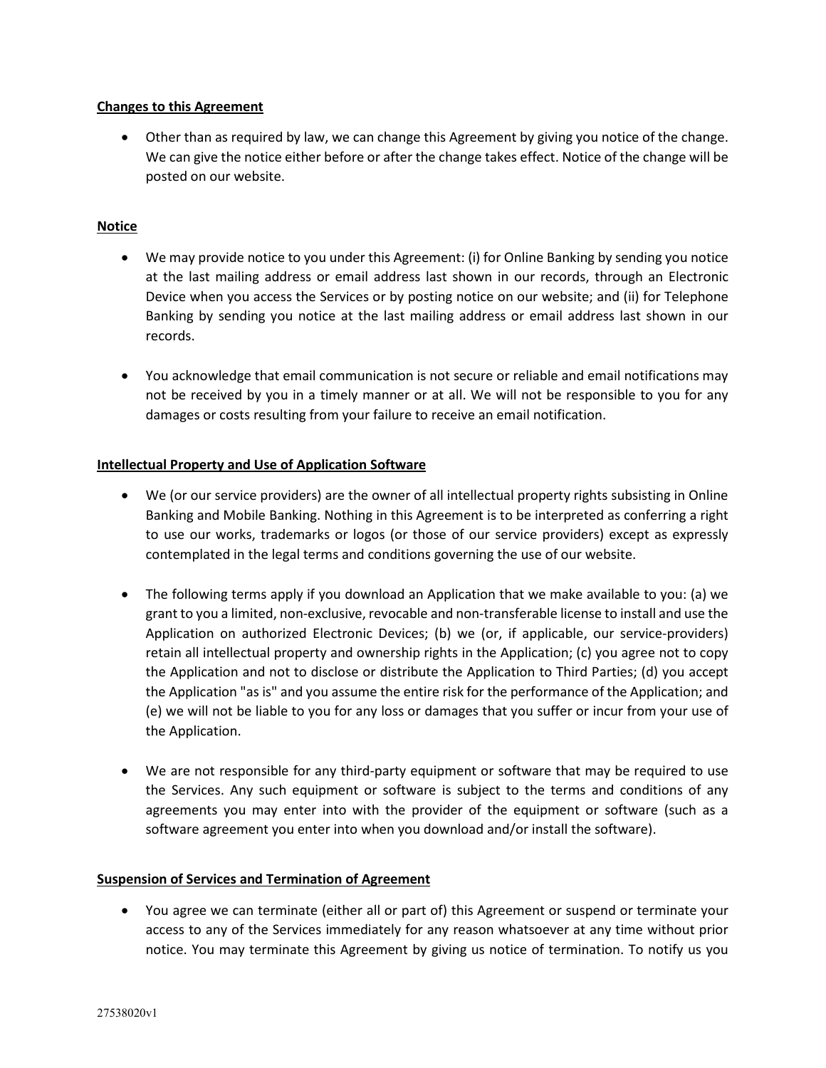**Changes to this Agreement**

- Other than as required by law, we can change this Agreement by giving you notice of the change. We can give the notice either before or after the change takes effect. Notice of the change will be posted on our website.

**Notice**

- We may provide notice to you under this Agreement: (i) for Online Banking by sending you notice at the last mailing address or email address last shown in our records, through an Electronic Device when you access the Services or by posting notice on our website; and (ii) for Telephone Banking by sending you notice at the last mailing address or email address last shown in our records.

- You acknowledge that email communication is not secure or reliable and email notifications may not be received by you in a timely manner or at all. We will not be responsible to you for any damages or costs resulting from your failure to receive an email notification.

**Intellectual Property and Use of Application Software**

- We (or our service providers) are the owner of all intellectual property rights subsisting in Online Banking and Mobile Banking. Nothing in this Agreement is to be interpreted as conferring a right to use our works, trademarks or logos (or those of our service providers) except as expressly contemplated in the legal terms and conditions governing the use of our website.

- The following terms apply if you download an Application that we make available to you: (a) we grant to you a limited, non-exclusive, revocable and non-transferable license to install and use the Application on authorized Electronic Devices; (b) we (or, if applicable, our service-providers) retain all intellectual property and ownership rights in the Application; (c) you agree not to copy the Application and not to disclose or distribute the Application to Third Parties; (d) you accept the Application "as is" and you assume the entire risk for the performance of the Application; and (e) we will not be liable to you for any loss or damages that you suffer or incur from your use of the Application.

- We are not responsible for any third-party equipment or software that may be required to use the Services. Any such equipment or software is subject to the terms and conditions of any agreements you may enter into with the provider of the equipment or software (such as a software agreement you enter into when you download and/or install the software).

**Suspension of Services and Termination of Agreement**

- You agree we can terminate (either all or part of) this Agreement or suspend or terminate your access to any of the Services immediately for any reason whatsoever at any time without prior notice. You may terminate this Agreement by giving us notice of termination. To notify us you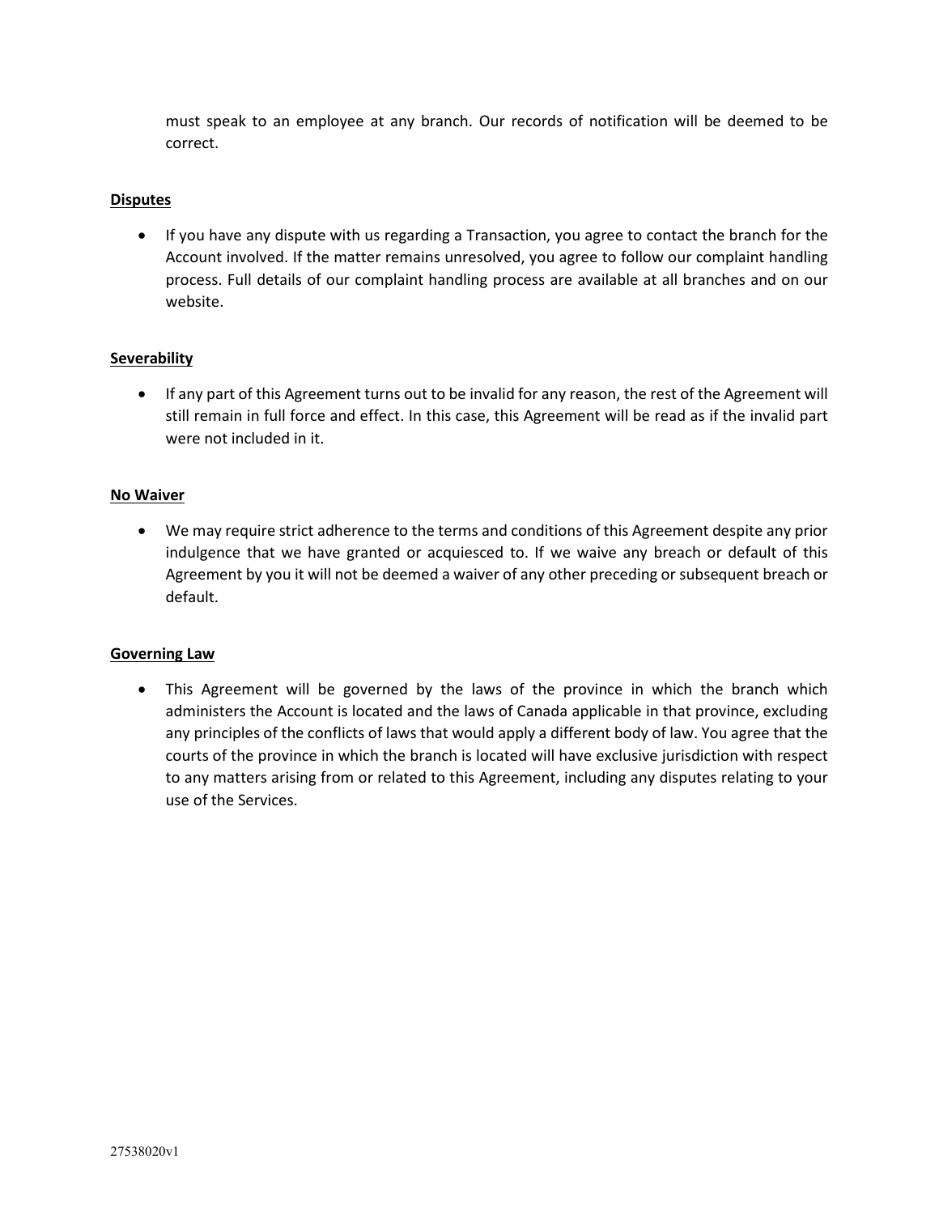must speak to an employee at any branch. Our records of notification will be deemed to be correct.

**Disputes**

- If you have any dispute with us regarding a Transaction, you agree to contact the branch for the Account involved. If the matter remains unresolved, you agree to follow our complaint handling process. Full details of our complaint handling process are available at all branches and on our website.

**Severability**

- If any part of this Agreement turns out to be invalid for any reason, the rest of the Agreement will still remain in full force and effect. In this case, this Agreement will be read as if the invalid part were not included in it.

**No Waiver**

- We may require strict adherence to the terms and conditions of this Agreement despite any prior indulgence that we have granted or acquiesced to. If we waive any breach or default of this Agreement by you it will not be deemed a waiver of any other preceding or subsequent breach or default.

**Governing Law**

- This Agreement will be governed by the laws of the province in which the branch which administers the Account is located and the laws of Canada applicable in that province, excluding any principles of the conflicts of laws that would apply a different body of law. You agree that the courts of the province in which the branch is located will have exclusive jurisdiction with respect to any matters arising from or related to this Agreement, including any disputes relating to your use of the Services.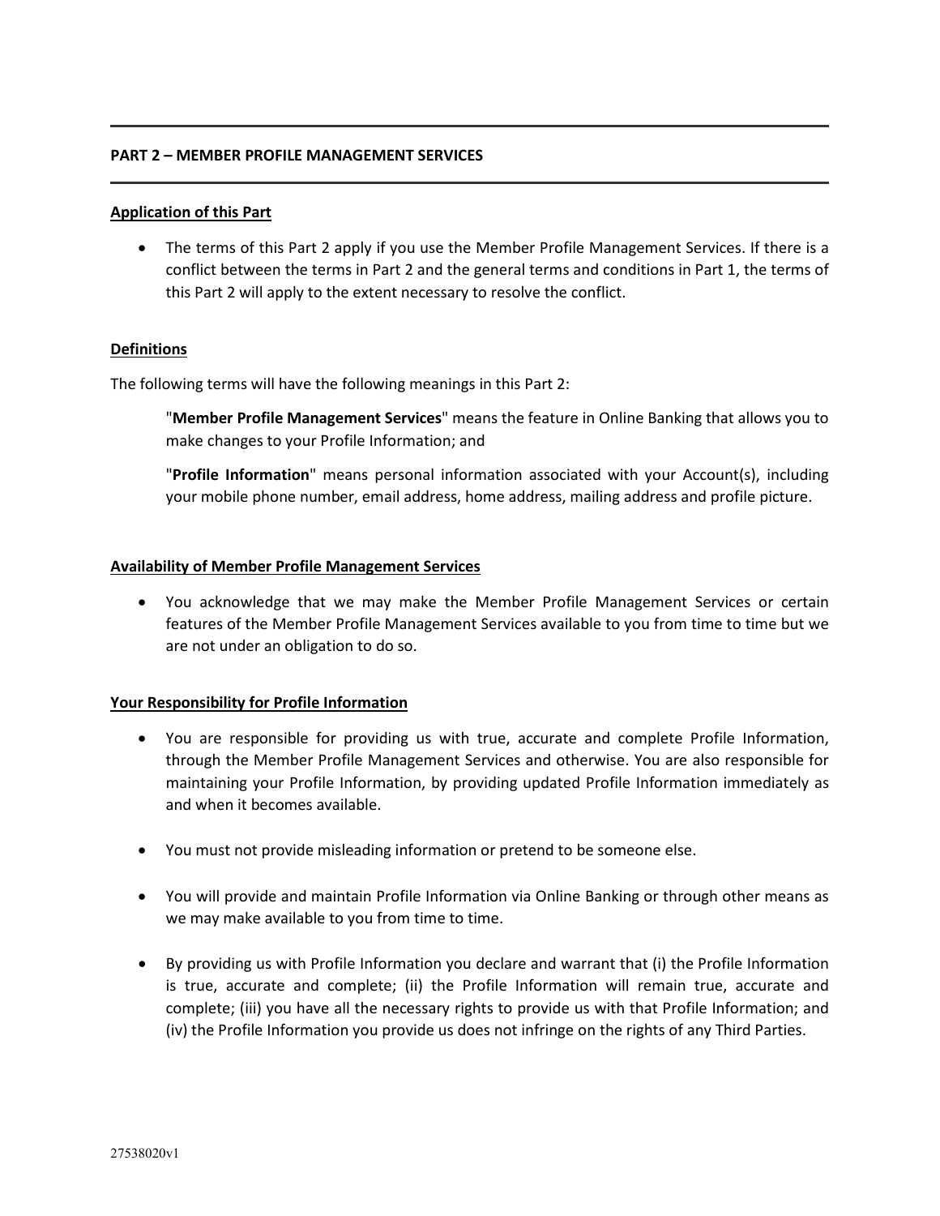## PART 2 – MEMBER PROFILE MANAGEMENT SERVICES

**Application of this Part**

- The terms of this Part 2 apply if you use the Member Profile Management Services. If there is a conflict between the terms in Part 2 and the general terms and conditions in Part 1, the terms of this Part 2 will apply to the extent necessary to resolve the conflict.

**Definitions**

The following terms will have the following meanings in this Part 2:

> "**Member Profile Management Services**" means the feature in Online Banking that allows you to make changes to your Profile Information; and
>
> "**Profile Information**" means personal information associated with your Account(s), including your mobile phone number, email address, home address, mailing address and profile picture.

**Availability of Member Profile Management Services**

- You acknowledge that we may make the Member Profile Management Services or certain features of the Member Profile Management Services available to you from time to time but we are not under an obligation to do so.

**Your Responsibility for Profile Information**

- You are responsible for providing us with true, accurate and complete Profile Information, through the Member Profile Management Services and otherwise. You are also responsible for maintaining your Profile Information, by providing updated Profile Information immediately as and when it becomes available.

- You must not provide misleading information or pretend to be someone else.

- You will provide and maintain Profile Information via Online Banking or through other means as we may make available to you from time to time.

- By providing us with Profile Information you declare and warrant that (i) the Profile Information is true, accurate and complete; (ii) the Profile Information will remain true, accurate and complete; (iii) you have all the necessary rights to provide us with that Profile Information; and (iv) the Profile Information you provide us does not infringe on the rights of any Third Parties.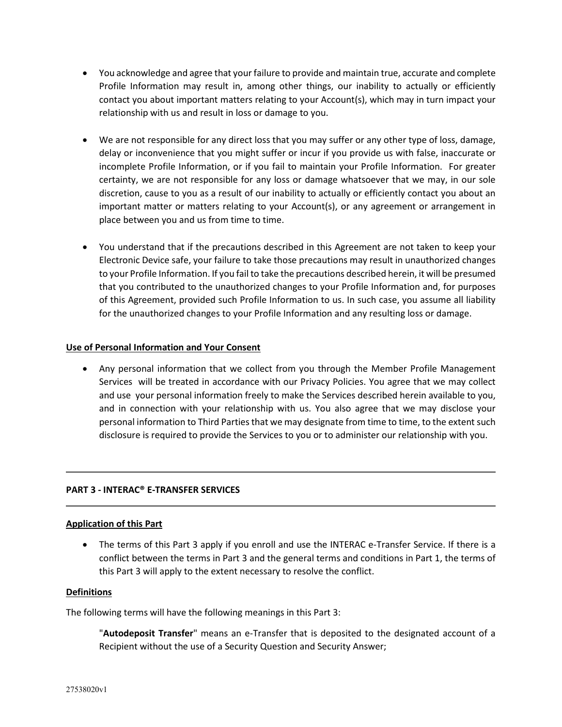- You acknowledge and agree that your failure to provide and maintain true, accurate and complete Profile Information may result in, among other things, our inability to actually or efficiently contact you about important matters relating to your Account(s), which may in turn impact your relationship with us and result in loss or damage to you.

- We are not responsible for any direct loss that you may suffer or any other type of loss, damage, delay or inconvenience that you might suffer or incur if you provide us with false, inaccurate or incomplete Profile Information, or if you fail to maintain your Profile Information. For greater certainty, we are not responsible for any loss or damage whatsoever that we may, in our sole discretion, cause to you as a result of our inability to actually or efficiently contact you about an important matter or matters relating to your Account(s), or any agreement or arrangement in place between you and us from time to time.

- You understand that if the precautions described in this Agreement are not taken to keep your Electronic Device safe, your failure to take those precautions may result in unauthorized changes to your Profile Information. If you fail to take the precautions described herein, it will be presumed that you contributed to the unauthorized changes to your Profile Information and, for purposes of this Agreement, provided such Profile Information to us. In such case, you assume all liability for the unauthorized changes to your Profile Information and any resulting loss or damage.

**Use of Personal Information and Your Consent**

- Any personal information that we collect from you through the Member Profile Management Services will be treated in accordance with our Privacy Policies. You agree that we may collect and use your personal information freely to make the Services described herein available to you, and in connection with your relationship with us. You also agree that we may disclose your personal information to Third Parties that we may designate from time to time, to the extent such disclosure is required to provide the Services to you or to administer our relationship with you.

---

## PART 3 - INTERAC® E-TRANSFER SERVICES

---

**Application of this Part**

- The terms of this Part 3 apply if you enroll and use the INTERAC e-Transfer Service. If there is a conflict between the terms in Part 3 and the general terms and conditions in Part 1, the terms of this Part 3 will apply to the extent necessary to resolve the conflict.

**Definitions**

The following terms will have the following meanings in this Part 3:

"**Autodeposit Transfer**" means an e-Transfer that is deposited to the designated account of a Recipient without the use of a Security Question and Security Answer;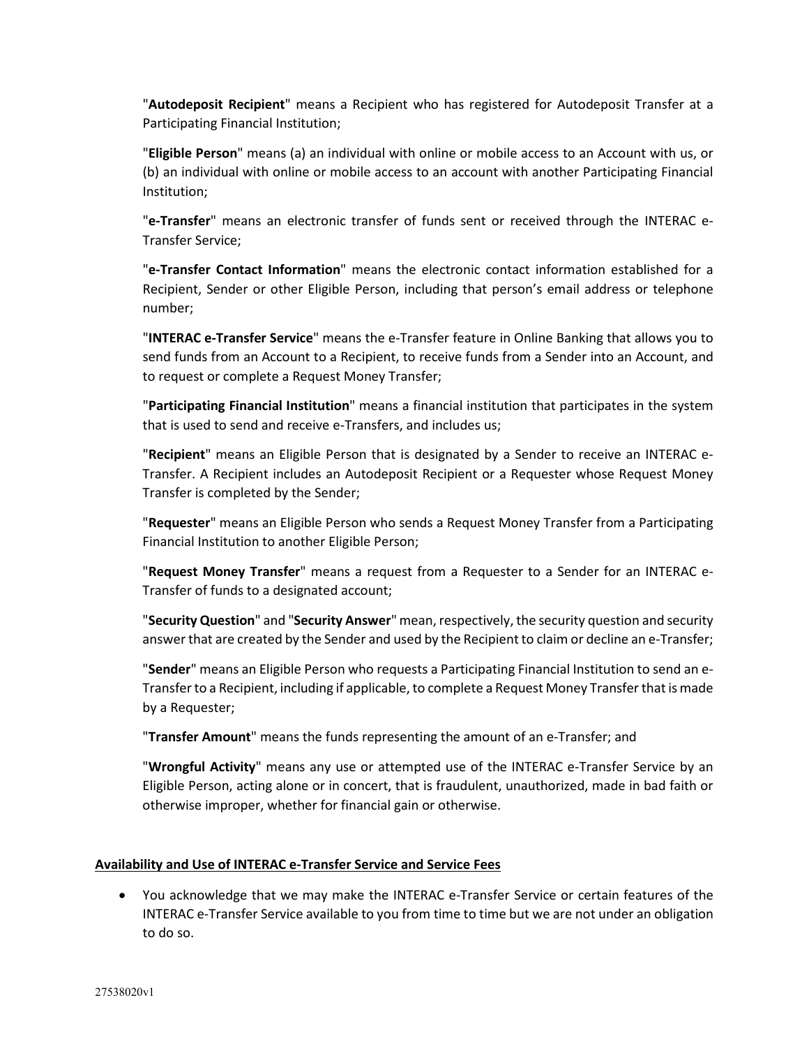"**Autodeposit Recipient**" means a Recipient who has registered for Autodeposit Transfer at a Participating Financial Institution;

"**Eligible Person**" means (a) an individual with online or mobile access to an Account with us, or (b) an individual with online or mobile access to an account with another Participating Financial Institution;

"**e-Transfer**" means an electronic transfer of funds sent or received through the INTERAC e-Transfer Service;

"**e-Transfer Contact Information**" means the electronic contact information established for a Recipient, Sender or other Eligible Person, including that person's email address or telephone number;

"**INTERAC e-Transfer Service**" means the e-Transfer feature in Online Banking that allows you to send funds from an Account to a Recipient, to receive funds from a Sender into an Account, and to request or complete a Request Money Transfer;

"**Participating Financial Institution**" means a financial institution that participates in the system that is used to send and receive e-Transfers, and includes us;

"**Recipient**" means an Eligible Person that is designated by a Sender to receive an INTERAC e-Transfer. A Recipient includes an Autodeposit Recipient or a Requester whose Request Money Transfer is completed by the Sender;

"**Requester**" means an Eligible Person who sends a Request Money Transfer from a Participating Financial Institution to another Eligible Person;

"**Request Money Transfer**" means a request from a Requester to a Sender for an INTERAC e-Transfer of funds to a designated account;

"**Security Question**" and "**Security Answer**" mean, respectively, the security question and security answer that are created by the Sender and used by the Recipient to claim or decline an e-Transfer;

"**Sender**" means an Eligible Person who requests a Participating Financial Institution to send an e-Transfer to a Recipient, including if applicable, to complete a Request Money Transfer that is made by a Requester;

"**Transfer Amount**" means the funds representing the amount of an e-Transfer; and

"**Wrongful Activity**" means any use or attempted use of the INTERAC e-Transfer Service by an Eligible Person, acting alone or in concert, that is fraudulent, unauthorized, made in bad faith or otherwise improper, whether for financial gain or otherwise.

**Availability and Use of INTERAC e-Transfer Service and Service Fees**

- You acknowledge that we may make the INTERAC e-Transfer Service or certain features of the INTERAC e-Transfer Service available to you from time to time but we are not under an obligation to do so.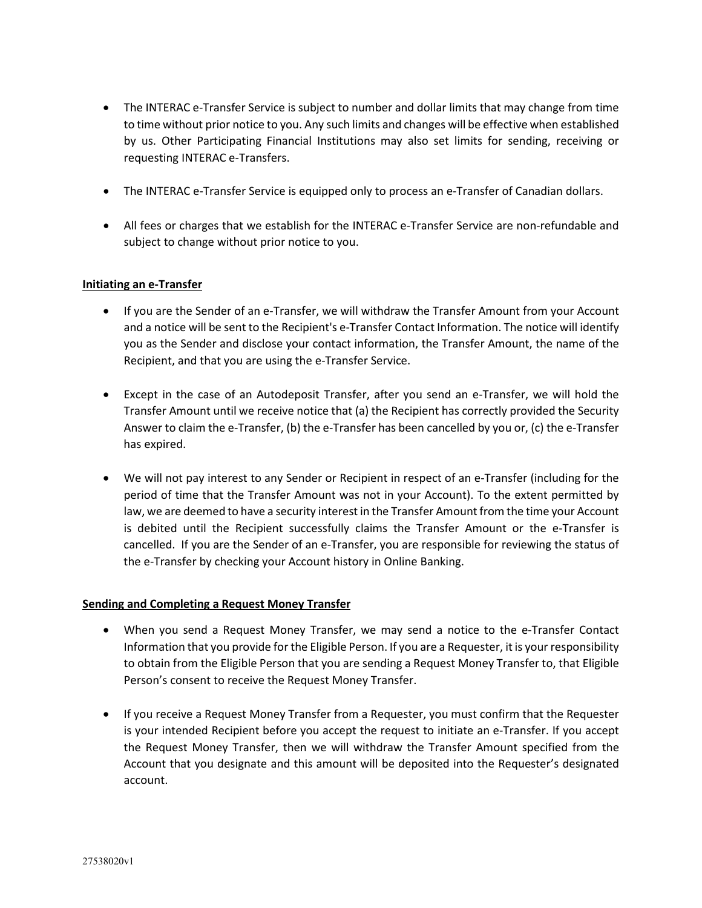- The INTERAC e-Transfer Service is subject to number and dollar limits that may change from time to time without prior notice to you. Any such limits and changes will be effective when established by us. Other Participating Financial Institutions may also set limits for sending, receiving or requesting INTERAC e-Transfers.

- The INTERAC e-Transfer Service is equipped only to process an e-Transfer of Canadian dollars.

- All fees or charges that we establish for the INTERAC e-Transfer Service are non-refundable and subject to change without prior notice to you.

**Initiating an e-Transfer**

- If you are the Sender of an e-Transfer, we will withdraw the Transfer Amount from your Account and a notice will be sent to the Recipient's e-Transfer Contact Information. The notice will identify you as the Sender and disclose your contact information, the Transfer Amount, the name of the Recipient, and that you are using the e-Transfer Service.

- Except in the case of an Autodeposit Transfer, after you send an e-Transfer, we will hold the Transfer Amount until we receive notice that (a) the Recipient has correctly provided the Security Answer to claim the e-Transfer, (b) the e-Transfer has been cancelled by you or, (c) the e-Transfer has expired.

- We will not pay interest to any Sender or Recipient in respect of an e-Transfer (including for the period of time that the Transfer Amount was not in your Account). To the extent permitted by law, we are deemed to have a security interest in the Transfer Amount from the time your Account is debited until the Recipient successfully claims the Transfer Amount or the e-Transfer is cancelled. If you are the Sender of an e-Transfer, you are responsible for reviewing the status of the e-Transfer by checking your Account history in Online Banking.

**Sending and Completing a Request Money Transfer**

- When you send a Request Money Transfer, we may send a notice to the e-Transfer Contact Information that you provide for the Eligible Person. If you are a Requester, it is your responsibility to obtain from the Eligible Person that you are sending a Request Money Transfer to, that Eligible Person's consent to receive the Request Money Transfer.

- If you receive a Request Money Transfer from a Requester, you must confirm that the Requester is your intended Recipient before you accept the request to initiate an e-Transfer. If you accept the Request Money Transfer, then we will withdraw the Transfer Amount specified from the Account that you designate and this amount will be deposited into the Requester's designated account.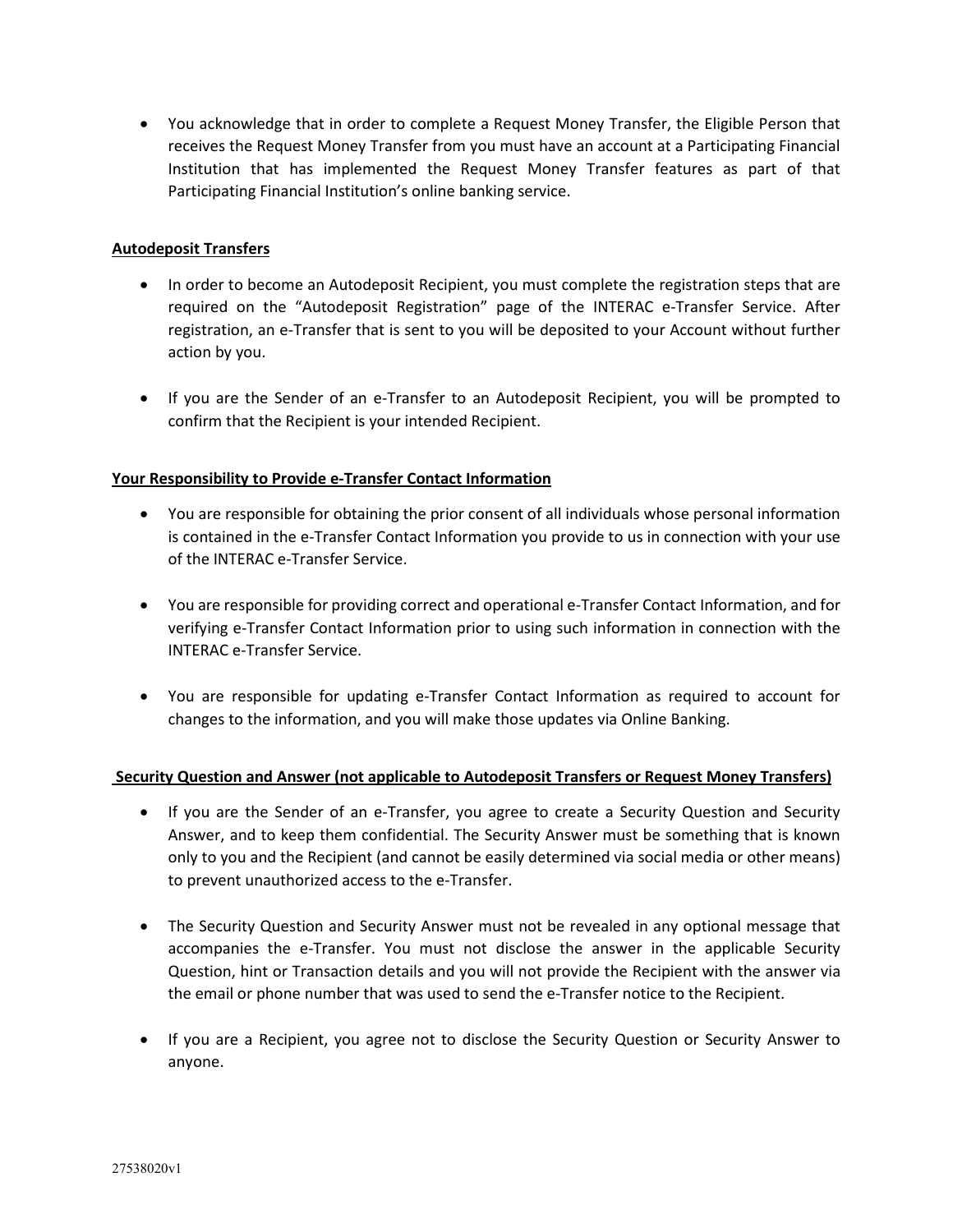- You acknowledge that in order to complete a Request Money Transfer, the Eligible Person that receives the Request Money Transfer from you must have an account at a Participating Financial Institution that has implemented the Request Money Transfer features as part of that Participating Financial Institution's online banking service.

**Autodeposit Transfers**

- In order to become an Autodeposit Recipient, you must complete the registration steps that are required on the "Autodeposit Registration" page of the INTERAC e-Transfer Service. After registration, an e-Transfer that is sent to you will be deposited to your Account without further action by you.

- If you are the Sender of an e-Transfer to an Autodeposit Recipient, you will be prompted to confirm that the Recipient is your intended Recipient.

**Your Responsibility to Provide e-Transfer Contact Information**

- You are responsible for obtaining the prior consent of all individuals whose personal information is contained in the e-Transfer Contact Information you provide to us in connection with your use of the INTERAC e-Transfer Service.

- You are responsible for providing correct and operational e-Transfer Contact Information, and for verifying e-Transfer Contact Information prior to using such information in connection with the INTERAC e-Transfer Service.

- You are responsible for updating e-Transfer Contact Information as required to account for changes to the information, and you will make those updates via Online Banking.

**Security Question and Answer (not applicable to Autodeposit Transfers or Request Money Transfers)**

- If you are the Sender of an e-Transfer, you agree to create a Security Question and Security Answer, and to keep them confidential. The Security Answer must be something that is known only to you and the Recipient (and cannot be easily determined via social media or other means) to prevent unauthorized access to the e-Transfer.

- The Security Question and Security Answer must not be revealed in any optional message that accompanies the e-Transfer. You must not disclose the answer in the applicable Security Question, hint or Transaction details and you will not provide the Recipient with the answer via the email or phone number that was used to send the e-Transfer notice to the Recipient.

- If you are a Recipient, you agree not to disclose the Security Question or Security Answer to anyone.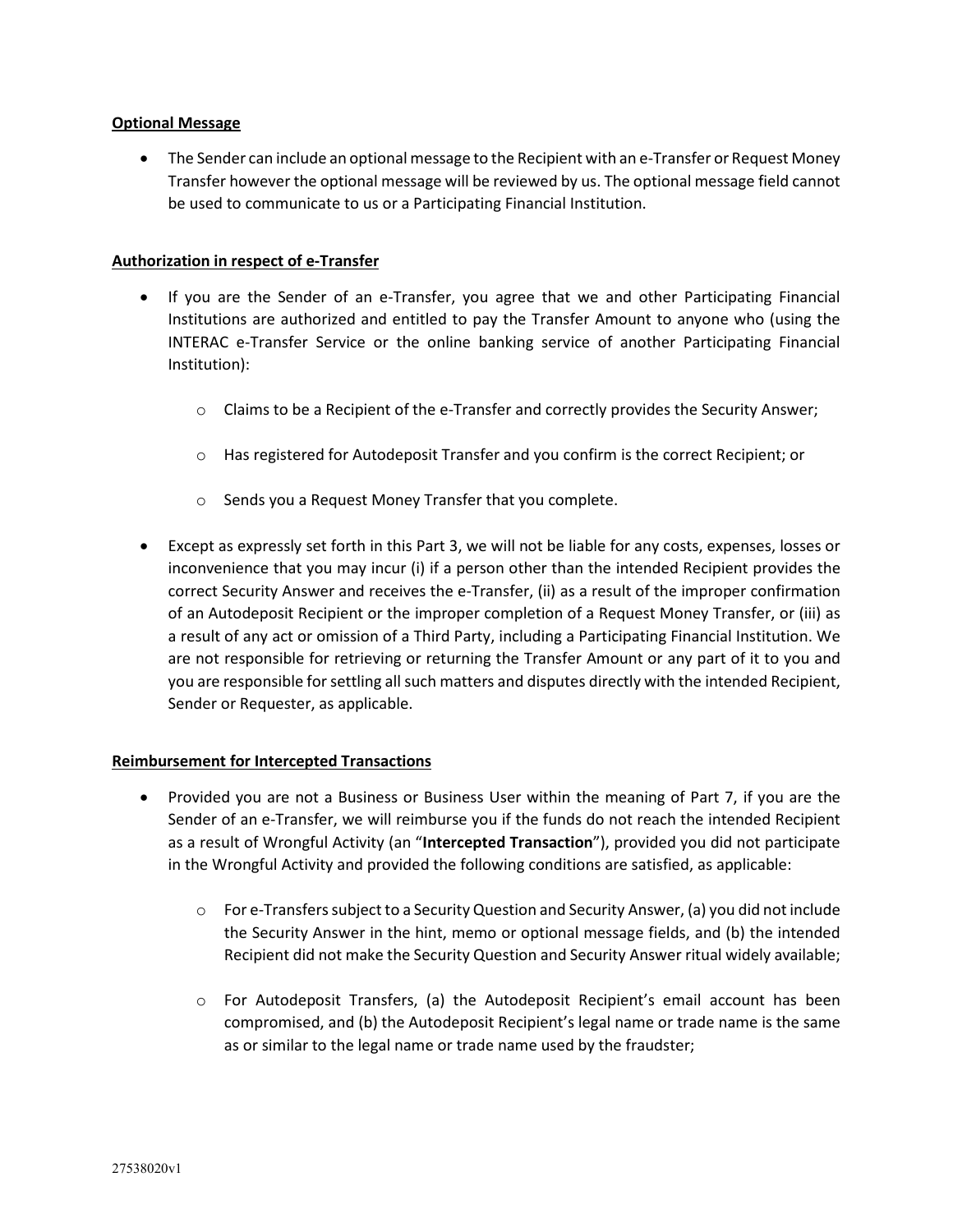**Optional Message**

- The Sender can include an optional message to the Recipient with an e-Transfer or Request Money Transfer however the optional message will be reviewed by us. The optional message field cannot be used to communicate to us or a Participating Financial Institution.

**Authorization in respect of e-Transfer**

- If you are the Sender of an e-Transfer, you agree that we and other Participating Financial Institutions are authorized and entitled to pay the Transfer Amount to anyone who (using the INTERAC e-Transfer Service or the online banking service of another Participating Financial Institution):
  - Claims to be a Recipient of the e-Transfer and correctly provides the Security Answer;
  - Has registered for Autodeposit Transfer and you confirm is the correct Recipient; or
  - Sends you a Request Money Transfer that you complete.
- Except as expressly set forth in this Part 3, we will not be liable for any costs, expenses, losses or inconvenience that you may incur (i) if a person other than the intended Recipient provides the correct Security Answer and receives the e-Transfer, (ii) as a result of the improper confirmation of an Autodeposit Recipient or the improper completion of a Request Money Transfer, or (iii) as a result of any act or omission of a Third Party, including a Participating Financial Institution. We are not responsible for retrieving or returning the Transfer Amount or any part of it to you and you are responsible for settling all such matters and disputes directly with the intended Recipient, Sender or Requester, as applicable.

**Reimbursement for Intercepted Transactions**

- Provided you are not a Business or Business User within the meaning of Part 7, if you are the Sender of an e-Transfer, we will reimburse you if the funds do not reach the intended Recipient as a result of Wrongful Activity (an "**Intercepted Transaction**"), provided you did not participate in the Wrongful Activity and provided the following conditions are satisfied, as applicable:
  - For e-Transfers subject to a Security Question and Security Answer, (a) you did not include the Security Answer in the hint, memo or optional message fields, and (b) the intended Recipient did not make the Security Question and Security Answer ritual widely available;
  - For Autodeposit Transfers, (a) the Autodeposit Recipient's email account has been compromised, and (b) the Autodeposit Recipient's legal name or trade name is the same as or similar to the legal name or trade name used by the fraudster;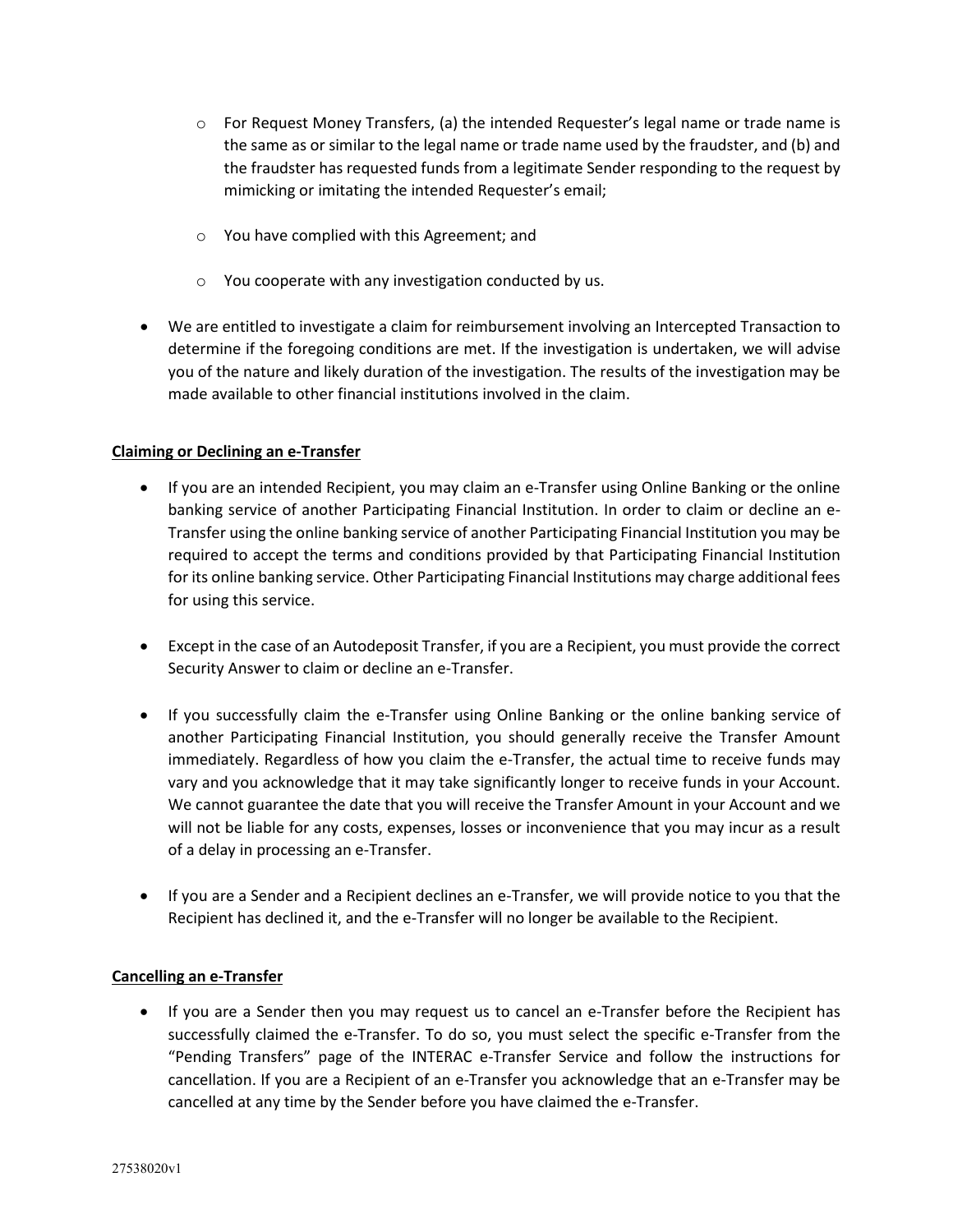- For Request Money Transfers, (a) the intended Requester's legal name or trade name is the same as or similar to the legal name or trade name used by the fraudster, and (b) and the fraudster has requested funds from a legitimate Sender responding to the request by mimicking or imitating the intended Requester's email;
  - You have complied with this Agreement; and
  - You cooperate with any investigation conducted by us.

- We are entitled to investigate a claim for reimbursement involving an Intercepted Transaction to determine if the foregoing conditions are met. If the investigation is undertaken, we will advise you of the nature and likely duration of the investigation. The results of the investigation may be made available to other financial institutions involved in the claim.

**Claiming or Declining an e-Transfer**

- If you are an intended Recipient, you may claim an e-Transfer using Online Banking or the online banking service of another Participating Financial Institution. In order to claim or decline an e-Transfer using the online banking service of another Participating Financial Institution you may be required to accept the terms and conditions provided by that Participating Financial Institution for its online banking service. Other Participating Financial Institutions may charge additional fees for using this service.

- Except in the case of an Autodeposit Transfer, if you are a Recipient, you must provide the correct Security Answer to claim or decline an e-Transfer.

- If you successfully claim the e-Transfer using Online Banking or the online banking service of another Participating Financial Institution, you should generally receive the Transfer Amount immediately. Regardless of how you claim the e-Transfer, the actual time to receive funds may vary and you acknowledge that it may take significantly longer to receive funds in your Account. We cannot guarantee the date that you will receive the Transfer Amount in your Account and we will not be liable for any costs, expenses, losses or inconvenience that you may incur as a result of a delay in processing an e-Transfer.

- If you are a Sender and a Recipient declines an e-Transfer, we will provide notice to you that the Recipient has declined it, and the e-Transfer will no longer be available to the Recipient.

**Cancelling an e-Transfer**

- If you are a Sender then you may request us to cancel an e-Transfer before the Recipient has successfully claimed the e-Transfer. To do so, you must select the specific e-Transfer from the "Pending Transfers" page of the INTERAC e-Transfer Service and follow the instructions for cancellation. If you are a Recipient of an e-Transfer you acknowledge that an e-Transfer may be cancelled at any time by the Sender before you have claimed the e-Transfer.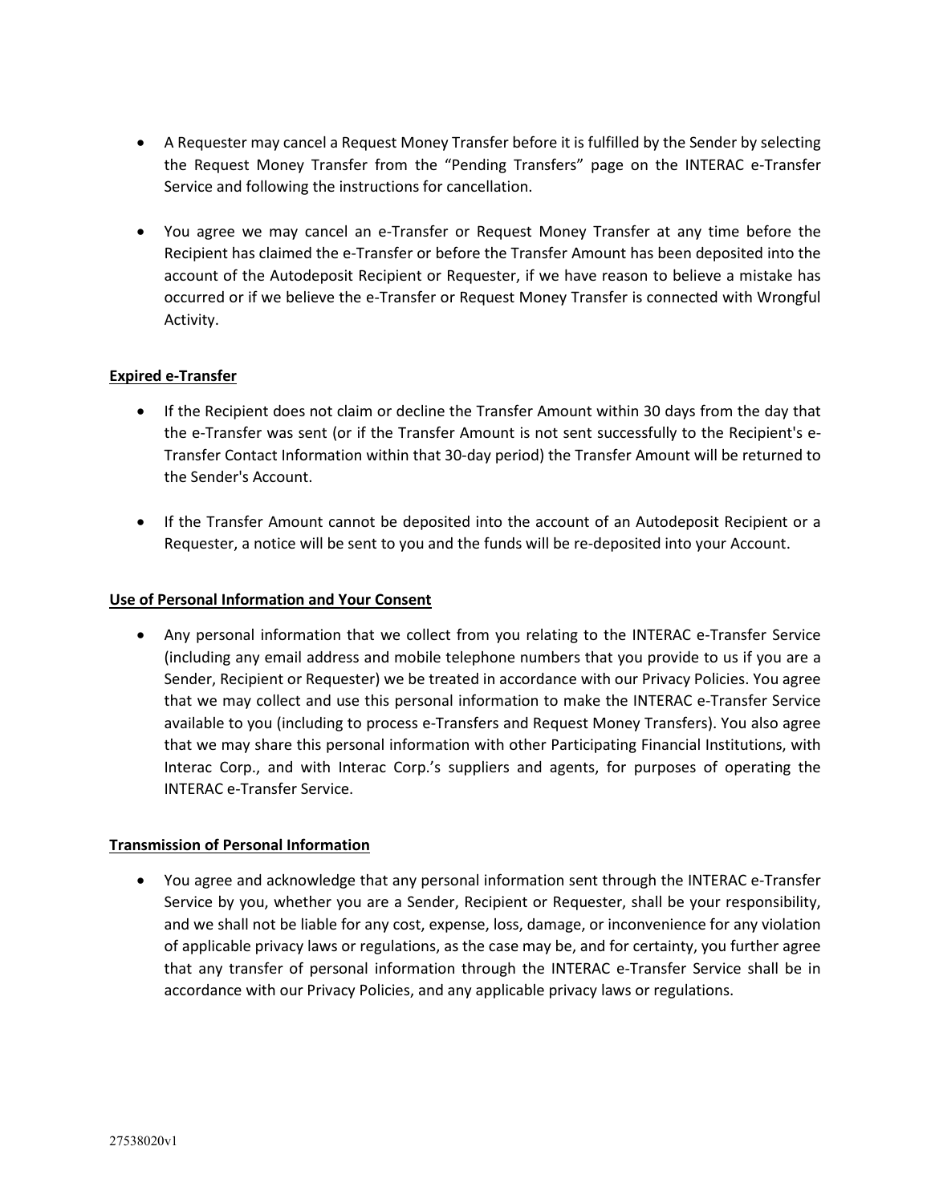- A Requester may cancel a Request Money Transfer before it is fulfilled by the Sender by selecting the Request Money Transfer from the "Pending Transfers" page on the INTERAC e-Transfer Service and following the instructions for cancellation.

- You agree we may cancel an e-Transfer or Request Money Transfer at any time before the Recipient has claimed the e-Transfer or before the Transfer Amount has been deposited into the account of the Autodeposit Recipient or Requester, if we have reason to believe a mistake has occurred or if we believe the e-Transfer or Request Money Transfer is connected with Wrongful Activity.

**Expired e-Transfer**

- If the Recipient does not claim or decline the Transfer Amount within 30 days from the day that the e-Transfer was sent (or if the Transfer Amount is not sent successfully to the Recipient's e-Transfer Contact Information within that 30-day period) the Transfer Amount will be returned to the Sender's Account.

- If the Transfer Amount cannot be deposited into the account of an Autodeposit Recipient or a Requester, a notice will be sent to you and the funds will be re-deposited into your Account.

**Use of Personal Information and Your Consent**

- Any personal information that we collect from you relating to the INTERAC e-Transfer Service (including any email address and mobile telephone numbers that you provide to us if you are a Sender, Recipient or Requester) we be treated in accordance with our Privacy Policies. You agree that we may collect and use this personal information to make the INTERAC e-Transfer Service available to you (including to process e-Transfers and Request Money Transfers). You also agree that we may share this personal information with other Participating Financial Institutions, with Interac Corp., and with Interac Corp.'s suppliers and agents, for purposes of operating the INTERAC e-Transfer Service.

**Transmission of Personal Information**

- You agree and acknowledge that any personal information sent through the INTERAC e-Transfer Service by you, whether you are a Sender, Recipient or Requester, shall be your responsibility, and we shall not be liable for any cost, expense, loss, damage, or inconvenience for any violation of applicable privacy laws or regulations, as the case may be, and for certainty, you further agree that any transfer of personal information through the INTERAC e-Transfer Service shall be in accordance with our Privacy Policies, and any applicable privacy laws or regulations.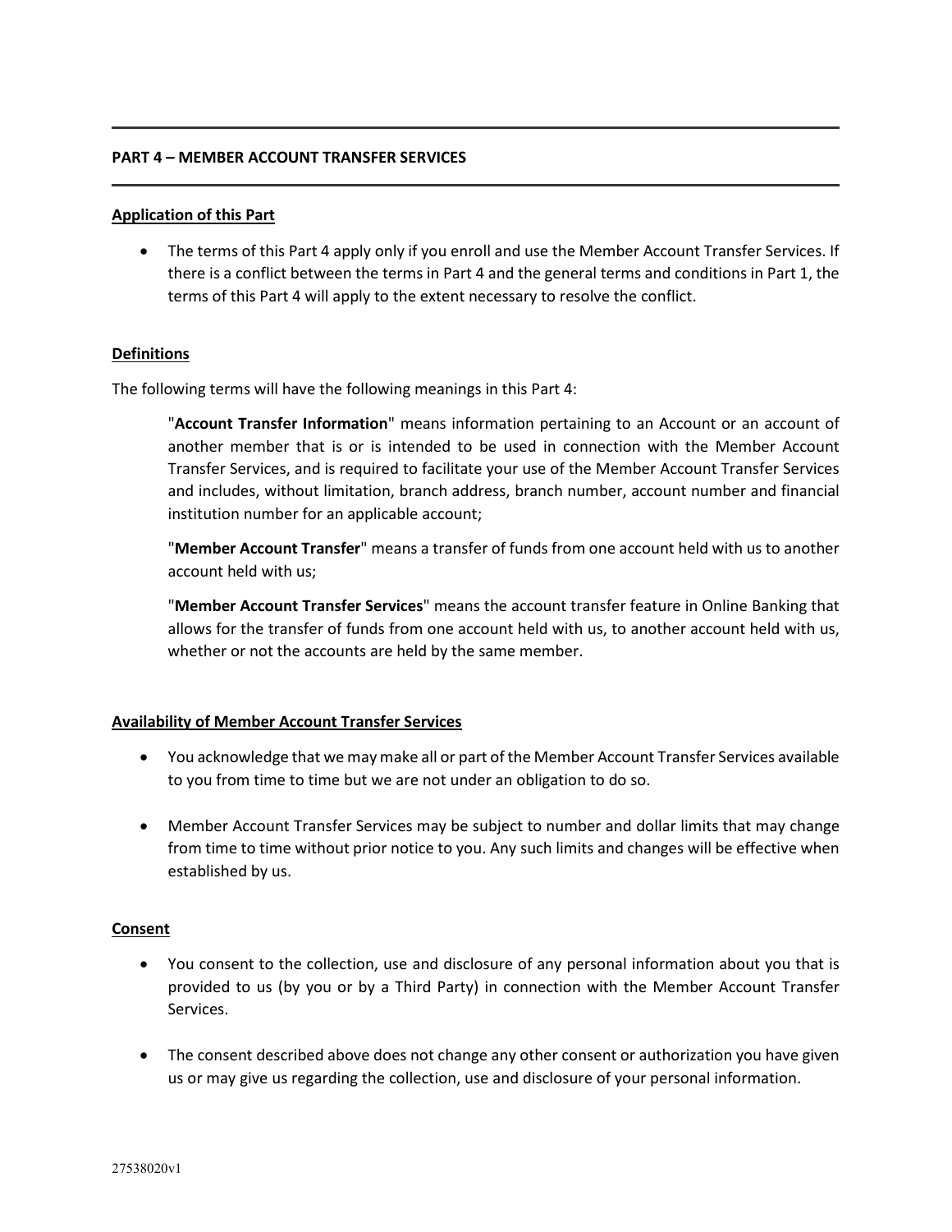## PART 4 – MEMBER ACCOUNT TRANSFER SERVICES

### Application of this Part

- The terms of this Part 4 apply only if you enroll and use the Member Account Transfer Services. If there is a conflict between the terms in Part 4 and the general terms and conditions in Part 1, the terms of this Part 4 will apply to the extent necessary to resolve the conflict.

### Definitions

The following terms will have the following meanings in this Part 4:

> "**Account Transfer Information**" means information pertaining to an Account or an account of another member that is or is intended to be used in connection with the Member Account Transfer Services, and is required to facilitate your use of the Member Account Transfer Services and includes, without limitation, branch address, branch number, account number and financial institution number for an applicable account;
>
> "**Member Account Transfer**" means a transfer of funds from one account held with us to another account held with us;
>
> "**Member Account Transfer Services**" means the account transfer feature in Online Banking that allows for the transfer of funds from one account held with us, to another account held with us, whether or not the accounts are held by the same member.

### Availability of Member Account Transfer Services

- You acknowledge that we may make all or part of the Member Account Transfer Services available to you from time to time but we are not under an obligation to do so.
- Member Account Transfer Services may be subject to number and dollar limits that may change from time to time without prior notice to you. Any such limits and changes will be effective when established by us.

### Consent

- You consent to the collection, use and disclosure of any personal information about you that is provided to us (by you or by a Third Party) in connection with the Member Account Transfer Services.
- The consent described above does not change any other consent or authorization you have given us or may give us regarding the collection, use and disclosure of your personal information.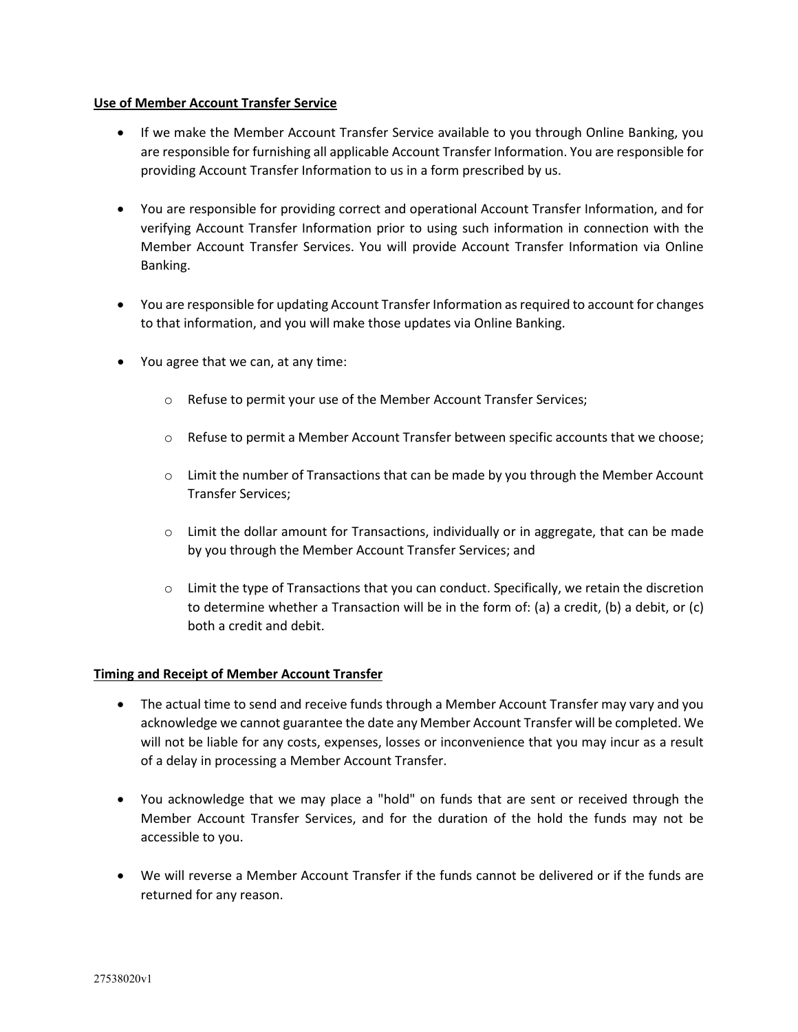**Use of Member Account Transfer Service**

- If we make the Member Account Transfer Service available to you through Online Banking, you are responsible for furnishing all applicable Account Transfer Information. You are responsible for providing Account Transfer Information to us in a form prescribed by us.

- You are responsible for providing correct and operational Account Transfer Information, and for verifying Account Transfer Information prior to using such information in connection with the Member Account Transfer Services. You will provide Account Transfer Information via Online Banking.

- You are responsible for updating Account Transfer Information as required to account for changes to that information, and you will make those updates via Online Banking.

- You agree that we can, at any time:

  - Refuse to permit your use of the Member Account Transfer Services;

  - Refuse to permit a Member Account Transfer between specific accounts that we choose;

  - Limit the number of Transactions that can be made by you through the Member Account Transfer Services;

  - Limit the dollar amount for Transactions, individually or in aggregate, that can be made by you through the Member Account Transfer Services; and

  - Limit the type of Transactions that you can conduct. Specifically, we retain the discretion to determine whether a Transaction will be in the form of: (a) a credit, (b) a debit, or (c) both a credit and debit.

**Timing and Receipt of Member Account Transfer**

- The actual time to send and receive funds through a Member Account Transfer may vary and you acknowledge we cannot guarantee the date any Member Account Transfer will be completed. We will not be liable for any costs, expenses, losses or inconvenience that you may incur as a result of a delay in processing a Member Account Transfer.

- You acknowledge that we may place a "hold" on funds that are sent or received through the Member Account Transfer Services, and for the duration of the hold the funds may not be accessible to you.

- We will reverse a Member Account Transfer if the funds cannot be delivered or if the funds are returned for any reason.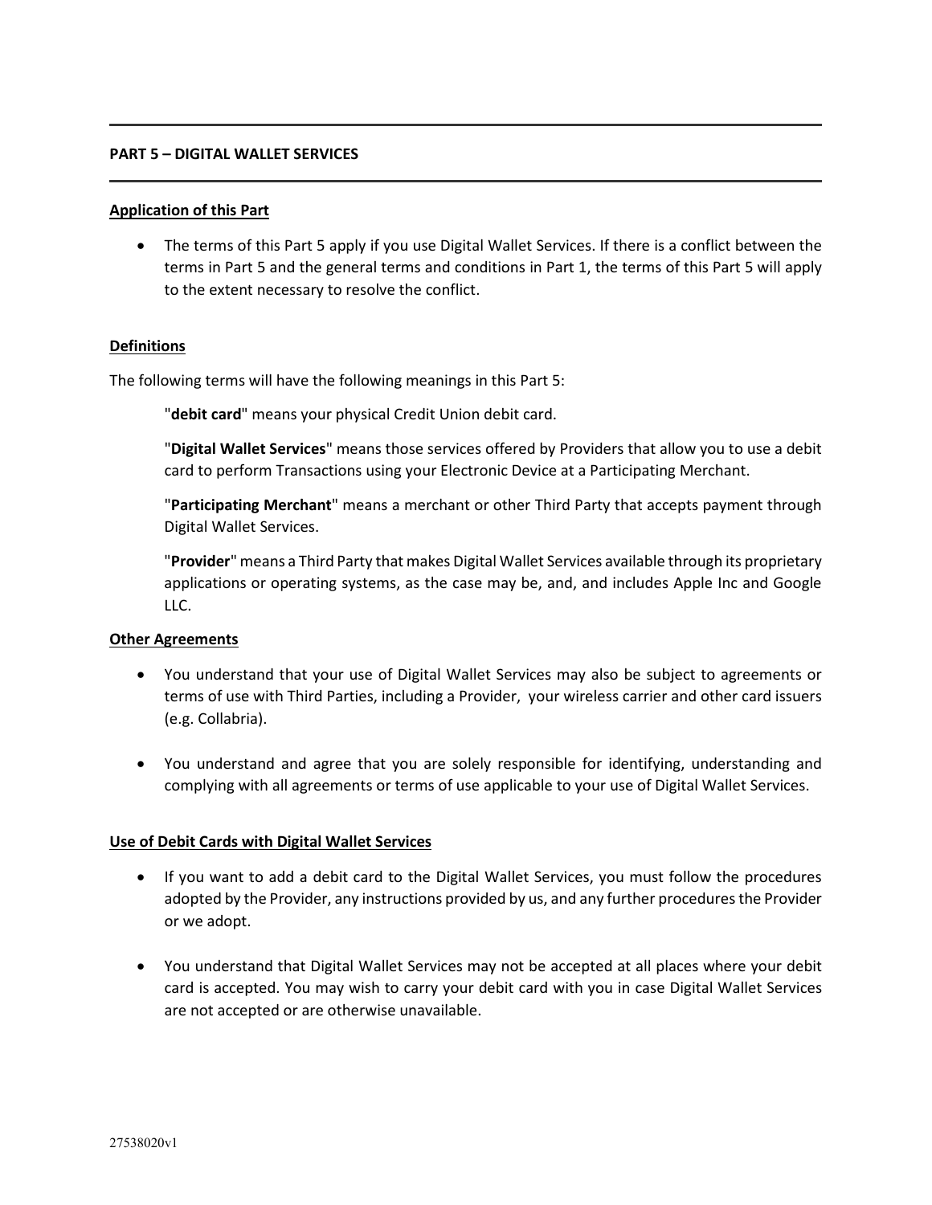## PART 5 – DIGITAL WALLET SERVICES

**Application of this Part**

- The terms of this Part 5 apply if you use Digital Wallet Services. If there is a conflict between the terms in Part 5 and the general terms and conditions in Part 1, the terms of this Part 5 will apply to the extent necessary to resolve the conflict.

**Definitions**

The following terms will have the following meanings in this Part 5:

"**debit card**" means your physical Credit Union debit card.

"**Digital Wallet Services**" means those services offered by Providers that allow you to use a debit card to perform Transactions using your Electronic Device at a Participating Merchant.

"**Participating Merchant**" means a merchant or other Third Party that accepts payment through Digital Wallet Services.

"**Provider**" means a Third Party that makes Digital Wallet Services available through its proprietary applications or operating systems, as the case may be, and, and includes Apple Inc and Google LLC.

**Other Agreements**

- You understand that your use of Digital Wallet Services may also be subject to agreements or terms of use with Third Parties, including a Provider, your wireless carrier and other card issuers (e.g. Collabria).
- You understand and agree that you are solely responsible for identifying, understanding and complying with all agreements or terms of use applicable to your use of Digital Wallet Services.

**Use of Debit Cards with Digital Wallet Services**

- If you want to add a debit card to the Digital Wallet Services, you must follow the procedures adopted by the Provider, any instructions provided by us, and any further procedures the Provider or we adopt.
- You understand that Digital Wallet Services may not be accepted at all places where your debit card is accepted. You may wish to carry your debit card with you in case Digital Wallet Services are not accepted or are otherwise unavailable.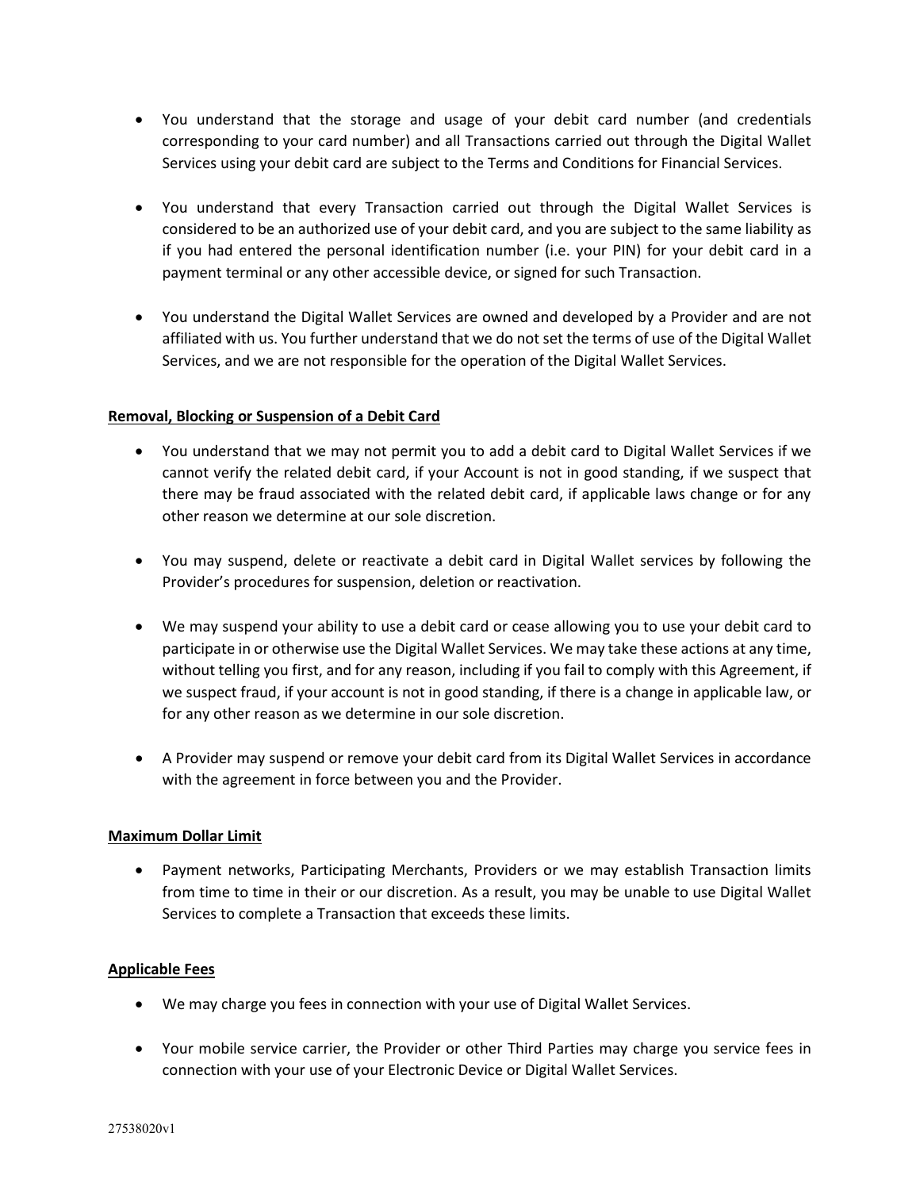- You understand that the storage and usage of your debit card number (and credentials corresponding to your card number) and all Transactions carried out through the Digital Wallet Services using your debit card are subject to the Terms and Conditions for Financial Services.

- You understand that every Transaction carried out through the Digital Wallet Services is considered to be an authorized use of your debit card, and you are subject to the same liability as if you had entered the personal identification number (i.e. your PIN) for your debit card in a payment terminal or any other accessible device, or signed for such Transaction.

- You understand the Digital Wallet Services are owned and developed by a Provider and are not affiliated with us. You further understand that we do not set the terms of use of the Digital Wallet Services, and we are not responsible for the operation of the Digital Wallet Services.

**Removal, Blocking or Suspension of a Debit Card**

- You understand that we may not permit you to add a debit card to Digital Wallet Services if we cannot verify the related debit card, if your Account is not in good standing, if we suspect that there may be fraud associated with the related debit card, if applicable laws change or for any other reason we determine at our sole discretion.

- You may suspend, delete or reactivate a debit card in Digital Wallet services by following the Provider's procedures for suspension, deletion or reactivation.

- We may suspend your ability to use a debit card or cease allowing you to use your debit card to participate in or otherwise use the Digital Wallet Services. We may take these actions at any time, without telling you first, and for any reason, including if you fail to comply with this Agreement, if we suspect fraud, if your account is not in good standing, if there is a change in applicable law, or for any other reason as we determine in our sole discretion.

- A Provider may suspend or remove your debit card from its Digital Wallet Services in accordance with the agreement in force between you and the Provider.

**Maximum Dollar Limit**

- Payment networks, Participating Merchants, Providers or we may establish Transaction limits from time to time in their or our discretion. As a result, you may be unable to use Digital Wallet Services to complete a Transaction that exceeds these limits.

**Applicable Fees**

- We may charge you fees in connection with your use of Digital Wallet Services.

- Your mobile service carrier, the Provider or other Third Parties may charge you service fees in connection with your use of your Electronic Device or Digital Wallet Services.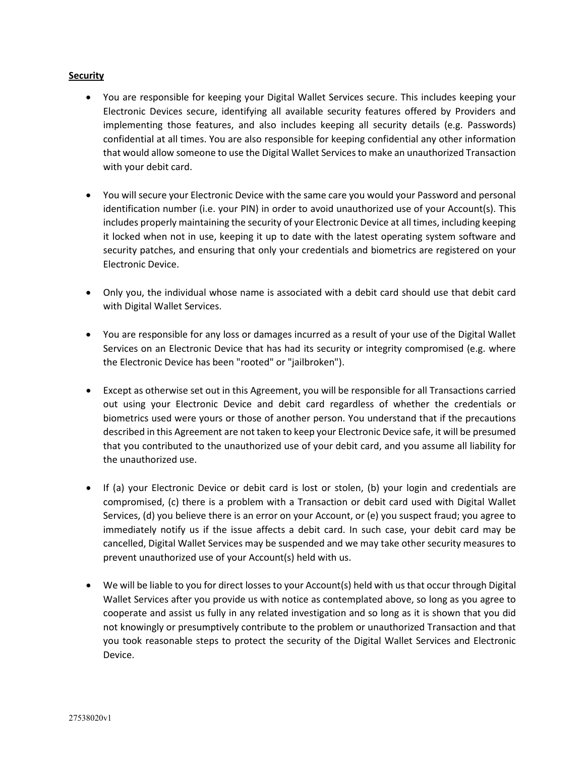**Security**

- You are responsible for keeping your Digital Wallet Services secure. This includes keeping your Electronic Devices secure, identifying all available security features offered by Providers and implementing those features, and also includes keeping all security details (e.g. Passwords) confidential at all times. You are also responsible for keeping confidential any other information that would allow someone to use the Digital Wallet Services to make an unauthorized Transaction with your debit card.

- You will secure your Electronic Device with the same care you would your Password and personal identification number (i.e. your PIN) in order to avoid unauthorized use of your Account(s). This includes properly maintaining the security of your Electronic Device at all times, including keeping it locked when not in use, keeping it up to date with the latest operating system software and security patches, and ensuring that only your credentials and biometrics are registered on your Electronic Device.

- Only you, the individual whose name is associated with a debit card should use that debit card with Digital Wallet Services.

- You are responsible for any loss or damages incurred as a result of your use of the Digital Wallet Services on an Electronic Device that has had its security or integrity compromised (e.g. where the Electronic Device has been "rooted" or "jailbroken").

- Except as otherwise set out in this Agreement, you will be responsible for all Transactions carried out using your Electronic Device and debit card regardless of whether the credentials or biometrics used were yours or those of another person. You understand that if the precautions described in this Agreement are not taken to keep your Electronic Device safe, it will be presumed that you contributed to the unauthorized use of your debit card, and you assume all liability for the unauthorized use.

- If (a) your Electronic Device or debit card is lost or stolen, (b) your login and credentials are compromised, (c) there is a problem with a Transaction or debit card used with Digital Wallet Services, (d) you believe there is an error on your Account, or (e) you suspect fraud; you agree to immediately notify us if the issue affects a debit card. In such case, your debit card may be cancelled, Digital Wallet Services may be suspended and we may take other security measures to prevent unauthorized use of your Account(s) held with us.

- We will be liable to you for direct losses to your Account(s) held with us that occur through Digital Wallet Services after you provide us with notice as contemplated above, so long as you agree to cooperate and assist us fully in any related investigation and so long as it is shown that you did not knowingly or presumptively contribute to the problem or unauthorized Transaction and that you took reasonable steps to protect the security of the Digital Wallet Services and Electronic Device.

27538020v1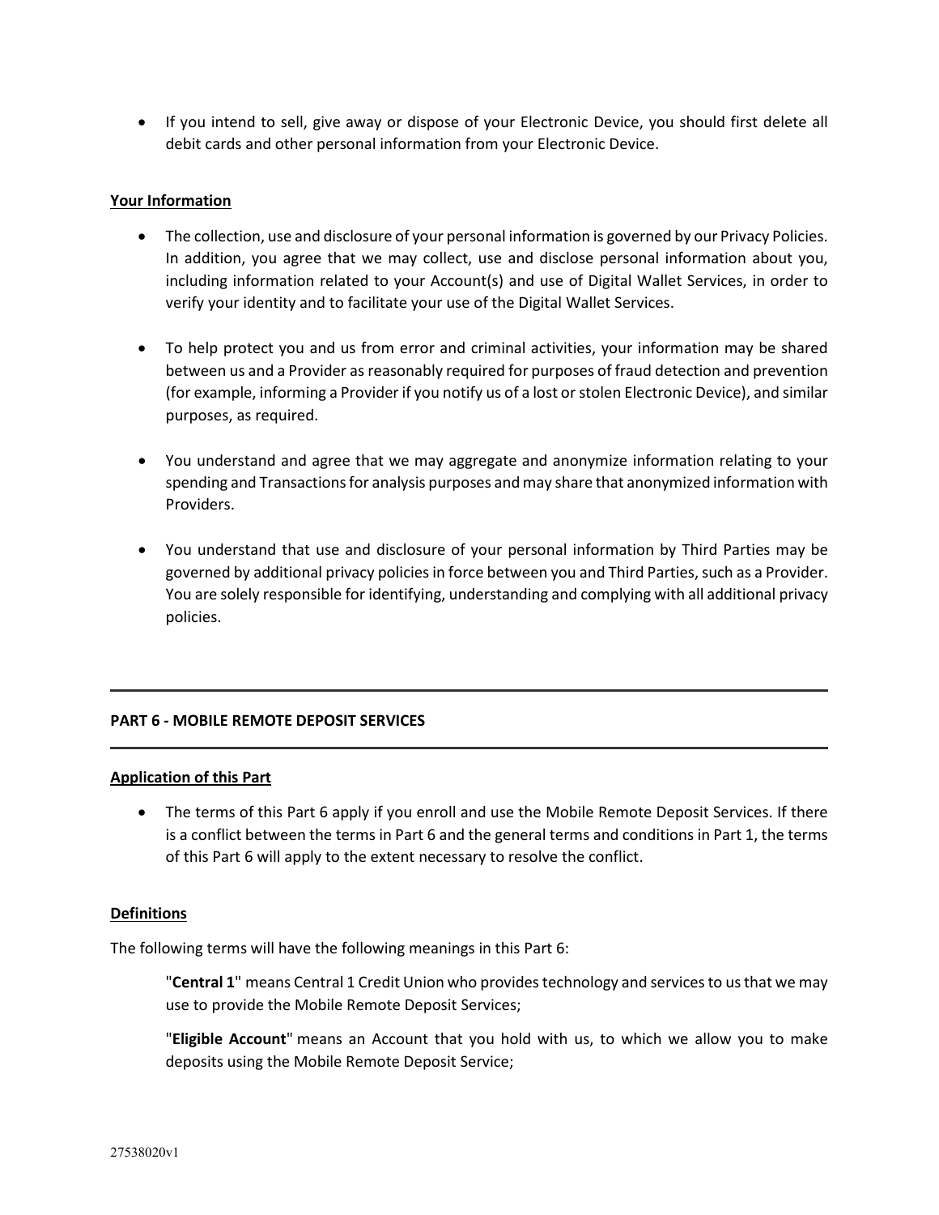- If you intend to sell, give away or dispose of your Electronic Device, you should first delete all debit cards and other personal information from your Electronic Device.

**Your Information**

- The collection, use and disclosure of your personal information is governed by our Privacy Policies. In addition, you agree that we may collect, use and disclose personal information about you, including information related to your Account(s) and use of Digital Wallet Services, in order to verify your identity and to facilitate your use of the Digital Wallet Services.

- To help protect you and us from error and criminal activities, your information may be shared between us and a Provider as reasonably required for purposes of fraud detection and prevention (for example, informing a Provider if you notify us of a lost or stolen Electronic Device), and similar purposes, as required.

- You understand and agree that we may aggregate and anonymize information relating to your spending and Transactions for analysis purposes and may share that anonymized information with Providers.

- You understand that use and disclosure of your personal information by Third Parties may be governed by additional privacy policies in force between you and Third Parties, such as a Provider. You are solely responsible for identifying, understanding and complying with all additional privacy policies.

---

## PART 6 - MOBILE REMOTE DEPOSIT SERVICES

---

**Application of this Part**

- The terms of this Part 6 apply if you enroll and use the Mobile Remote Deposit Services. If there is a conflict between the terms in Part 6 and the general terms and conditions in Part 1, the terms of this Part 6 will apply to the extent necessary to resolve the conflict.

**Definitions**

The following terms will have the following meanings in this Part 6:

> "**Central 1**" means Central 1 Credit Union who provides technology and services to us that we may use to provide the Mobile Remote Deposit Services;
>
> "**Eligible Account**" means an Account that you hold with us, to which we allow you to make deposits using the Mobile Remote Deposit Service;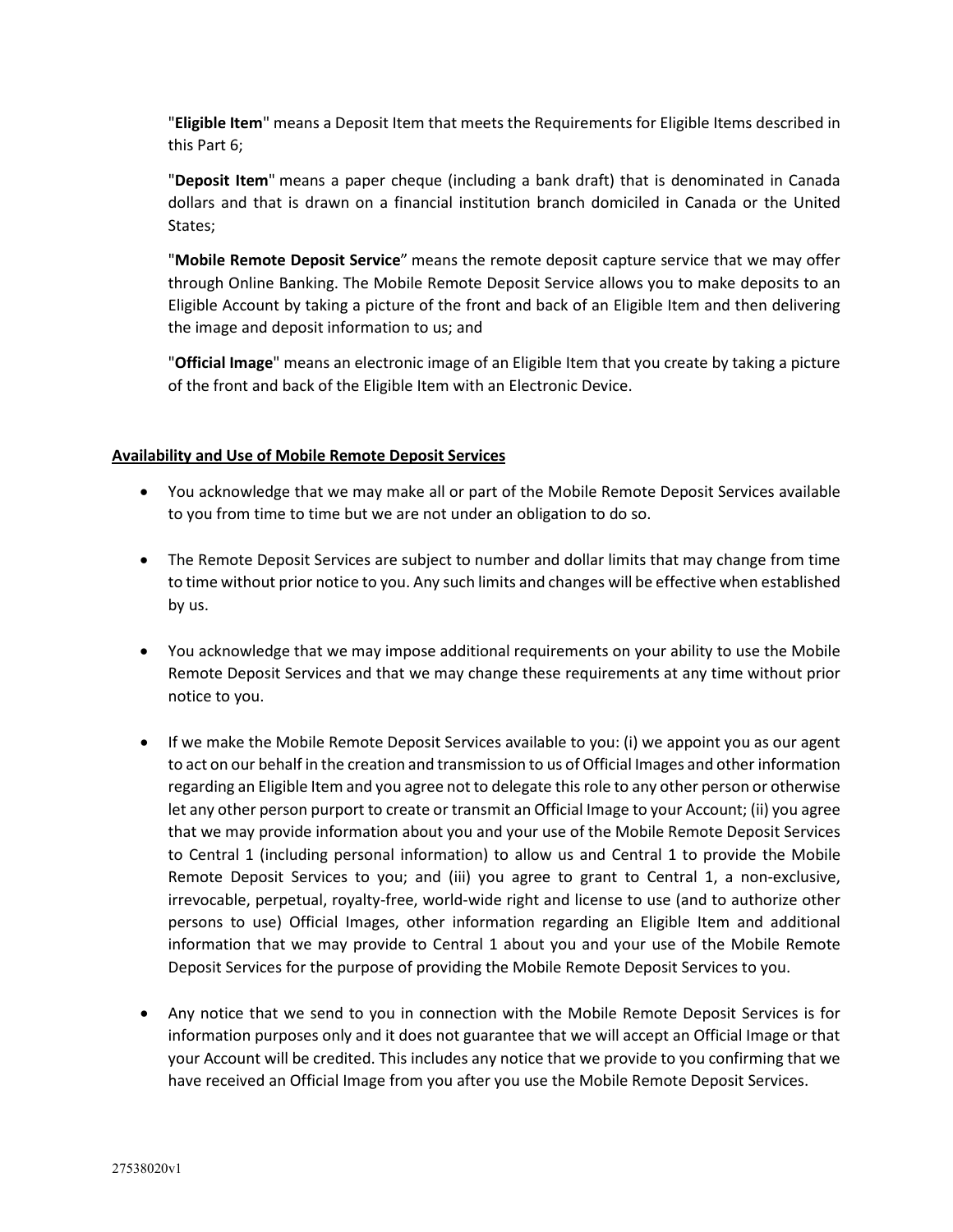"**Eligible Item**" means a Deposit Item that meets the Requirements for Eligible Items described in this Part 6;

"**Deposit Item**" means a paper cheque (including a bank draft) that is denominated in Canada dollars and that is drawn on a financial institution branch domiciled in Canada or the United States;

"**Mobile Remote Deposit Service**" means the remote deposit capture service that we may offer through Online Banking. The Mobile Remote Deposit Service allows you to make deposits to an Eligible Account by taking a picture of the front and back of an Eligible Item and then delivering the image and deposit information to us; and

"**Official Image**" means an electronic image of an Eligible Item that you create by taking a picture of the front and back of the Eligible Item with an Electronic Device.

**Availability and Use of Mobile Remote Deposit Services**

- You acknowledge that we may make all or part of the Mobile Remote Deposit Services available to you from time to time but we are not under an obligation to do so.
- The Remote Deposit Services are subject to number and dollar limits that may change from time to time without prior notice to you. Any such limits and changes will be effective when established by us.
- You acknowledge that we may impose additional requirements on your ability to use the Mobile Remote Deposit Services and that we may change these requirements at any time without prior notice to you.
- If we make the Mobile Remote Deposit Services available to you: (i) we appoint you as our agent to act on our behalf in the creation and transmission to us of Official Images and other information regarding an Eligible Item and you agree not to delegate this role to any other person or otherwise let any other person purport to create or transmit an Official Image to your Account; (ii) you agree that we may provide information about you and your use of the Mobile Remote Deposit Services to Central 1 (including personal information) to allow us and Central 1 to provide the Mobile Remote Deposit Services to you; and (iii) you agree to grant to Central 1, a non-exclusive, irrevocable, perpetual, royalty-free, world-wide right and license to use (and to authorize other persons to use) Official Images, other information regarding an Eligible Item and additional information that we may provide to Central 1 about you and your use of the Mobile Remote Deposit Services for the purpose of providing the Mobile Remote Deposit Services to you.
- Any notice that we send to you in connection with the Mobile Remote Deposit Services is for information purposes only and it does not guarantee that we will accept an Official Image or that your Account will be credited. This includes any notice that we provide to you confirming that we have received an Official Image from you after you use the Mobile Remote Deposit Services.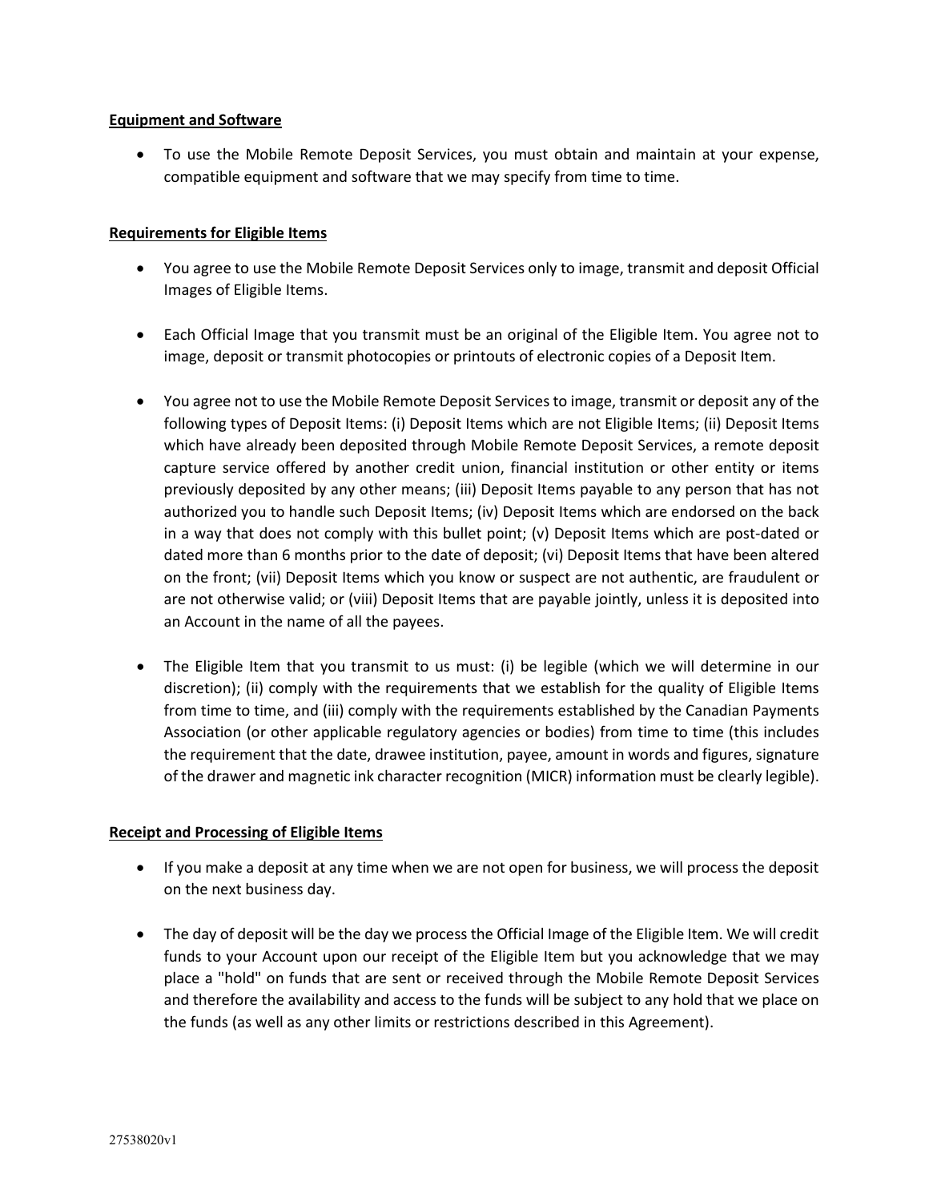**Equipment and Software**

- To use the Mobile Remote Deposit Services, you must obtain and maintain at your expense, compatible equipment and software that we may specify from time to time.

**Requirements for Eligible Items**

- You agree to use the Mobile Remote Deposit Services only to image, transmit and deposit Official Images of Eligible Items.

- Each Official Image that you transmit must be an original of the Eligible Item. You agree not to image, deposit or transmit photocopies or printouts of electronic copies of a Deposit Item.

- You agree not to use the Mobile Remote Deposit Services to image, transmit or deposit any of the following types of Deposit Items: (i) Deposit Items which are not Eligible Items; (ii) Deposit Items which have already been deposited through Mobile Remote Deposit Services, a remote deposit capture service offered by another credit union, financial institution or other entity or items previously deposited by any other means; (iii) Deposit Items payable to any person that has not authorized you to handle such Deposit Items; (iv) Deposit Items which are endorsed on the back in a way that does not comply with this bullet point; (v) Deposit Items which are post-dated or dated more than 6 months prior to the date of deposit; (vi) Deposit Items that have been altered on the front; (vii) Deposit Items which you know or suspect are not authentic, are fraudulent or are not otherwise valid; or (viii) Deposit Items that are payable jointly, unless it is deposited into an Account in the name of all the payees.

- The Eligible Item that you transmit to us must: (i) be legible (which we will determine in our discretion); (ii) comply with the requirements that we establish for the quality of Eligible Items from time to time, and (iii) comply with the requirements established by the Canadian Payments Association (or other applicable regulatory agencies or bodies) from time to time (this includes the requirement that the date, drawee institution, payee, amount in words and figures, signature of the drawer and magnetic ink character recognition (MICR) information must be clearly legible).

**Receipt and Processing of Eligible Items**

- If you make a deposit at any time when we are not open for business, we will process the deposit on the next business day.

- The day of deposit will be the day we process the Official Image of the Eligible Item. We will credit funds to your Account upon our receipt of the Eligible Item but you acknowledge that we may place a "hold" on funds that are sent or received through the Mobile Remote Deposit Services and therefore the availability and access to the funds will be subject to any hold that we place on the funds (as well as any other limits or restrictions described in this Agreement).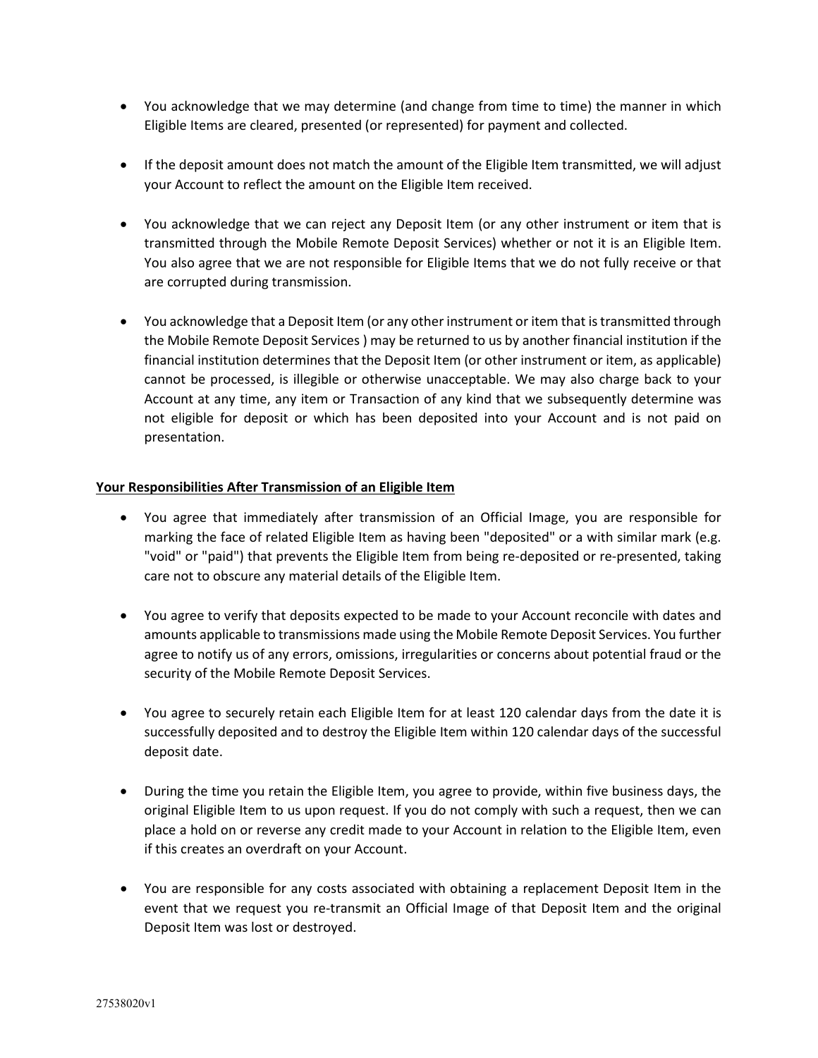- You acknowledge that we may determine (and change from time to time) the manner in which Eligible Items are cleared, presented (or represented) for payment and collected.

- If the deposit amount does not match the amount of the Eligible Item transmitted, we will adjust your Account to reflect the amount on the Eligible Item received.

- You acknowledge that we can reject any Deposit Item (or any other instrument or item that is transmitted through the Mobile Remote Deposit Services) whether or not it is an Eligible Item. You also agree that we are not responsible for Eligible Items that we do not fully receive or that are corrupted during transmission.

- You acknowledge that a Deposit Item (or any other instrument or item that is transmitted through the Mobile Remote Deposit Services ) may be returned to us by another financial institution if the financial institution determines that the Deposit Item (or other instrument or item, as applicable) cannot be processed, is illegible or otherwise unacceptable. We may also charge back to your Account at any time, any item or Transaction of any kind that we subsequently determine was not eligible for deposit or which has been deposited into your Account and is not paid on presentation.

**Your Responsibilities After Transmission of an Eligible Item**

- You agree that immediately after transmission of an Official Image, you are responsible for marking the face of related Eligible Item as having been "deposited" or a with similar mark (e.g. "void" or "paid") that prevents the Eligible Item from being re-deposited or re-presented, taking care not to obscure any material details of the Eligible Item.

- You agree to verify that deposits expected to be made to your Account reconcile with dates and amounts applicable to transmissions made using the Mobile Remote Deposit Services. You further agree to notify us of any errors, omissions, irregularities or concerns about potential fraud or the security of the Mobile Remote Deposit Services.

- You agree to securely retain each Eligible Item for at least 120 calendar days from the date it is successfully deposited and to destroy the Eligible Item within 120 calendar days of the successful deposit date.

- During the time you retain the Eligible Item, you agree to provide, within five business days, the original Eligible Item to us upon request. If you do not comply with such a request, then we can place a hold on or reverse any credit made to your Account in relation to the Eligible Item, even if this creates an overdraft on your Account.

- You are responsible for any costs associated with obtaining a replacement Deposit Item in the event that we request you re-transmit an Official Image of that Deposit Item and the original Deposit Item was lost or destroyed.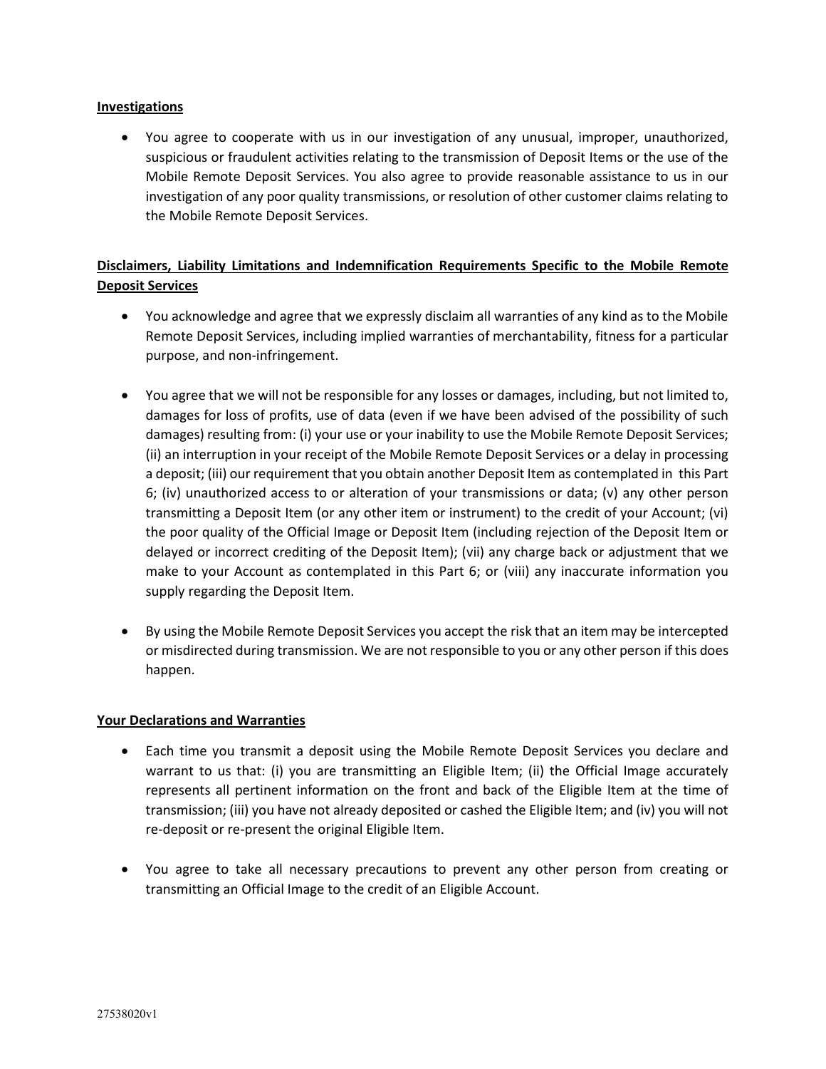**Investigations**

- You agree to cooperate with us in our investigation of any unusual, improper, unauthorized, suspicious or fraudulent activities relating to the transmission of Deposit Items or the use of the Mobile Remote Deposit Services. You also agree to provide reasonable assistance to us in our investigation of any poor quality transmissions, or resolution of other customer claims relating to the Mobile Remote Deposit Services.

**Disclaimers, Liability Limitations and Indemnification Requirements Specific to the Mobile Remote Deposit Services**

- You acknowledge and agree that we expressly disclaim all warranties of any kind as to the Mobile Remote Deposit Services, including implied warranties of merchantability, fitness for a particular purpose, and non-infringement.

- You agree that we will not be responsible for any losses or damages, including, but not limited to, damages for loss of profits, use of data (even if we have been advised of the possibility of such damages) resulting from: (i) your use or your inability to use the Mobile Remote Deposit Services; (ii) an interruption in your receipt of the Mobile Remote Deposit Services or a delay in processing a deposit; (iii) our requirement that you obtain another Deposit Item as contemplated in this Part 6; (iv) unauthorized access to or alteration of your transmissions or data; (v) any other person transmitting a Deposit Item (or any other item or instrument) to the credit of your Account; (vi) the poor quality of the Official Image or Deposit Item (including rejection of the Deposit Item or delayed or incorrect crediting of the Deposit Item); (vii) any charge back or adjustment that we make to your Account as contemplated in this Part 6; or (viii) any inaccurate information you supply regarding the Deposit Item.

- By using the Mobile Remote Deposit Services you accept the risk that an item may be intercepted or misdirected during transmission. We are not responsible to you or any other person if this does happen.

**Your Declarations and Warranties**

- Each time you transmit a deposit using the Mobile Remote Deposit Services you declare and warrant to us that: (i) you are transmitting an Eligible Item; (ii) the Official Image accurately represents all pertinent information on the front and back of the Eligible Item at the time of transmission; (iii) you have not already deposited or cashed the Eligible Item; and (iv) you will not re-deposit or re-present the original Eligible Item.

- You agree to take all necessary precautions to prevent any other person from creating or transmitting an Official Image to the credit of an Eligible Account.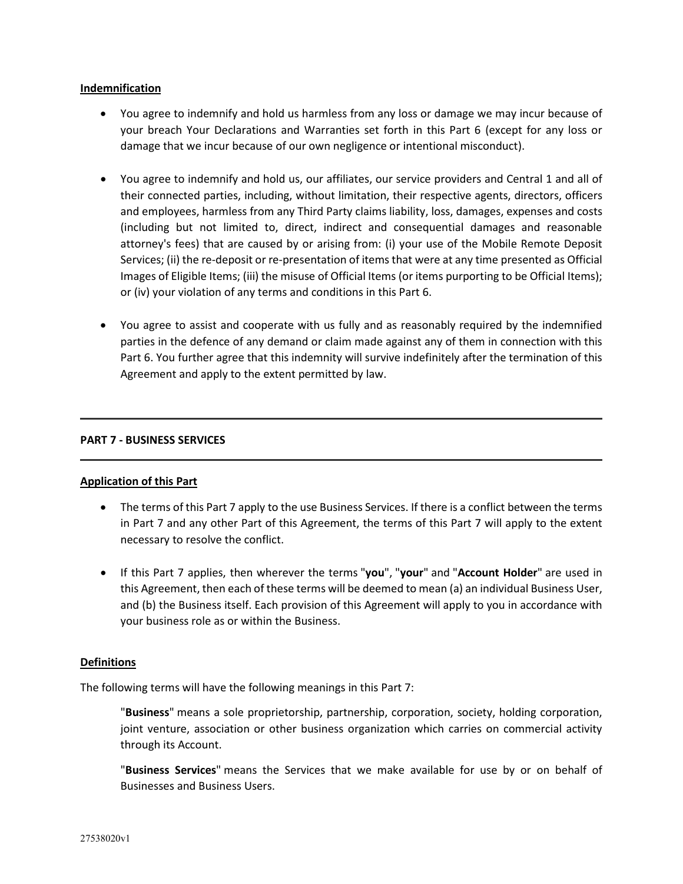**Indemnification**

- You agree to indemnify and hold us harmless from any loss or damage we may incur because of your breach Your Declarations and Warranties set forth in this Part 6 (except for any loss or damage that we incur because of our own negligence or intentional misconduct).

- You agree to indemnify and hold us, our affiliates, our service providers and Central 1 and all of their connected parties, including, without limitation, their respective agents, directors, officers and employees, harmless from any Third Party claims liability, loss, damages, expenses and costs (including but not limited to, direct, indirect and consequential damages and reasonable attorney's fees) that are caused by or arising from: (i) your use of the Mobile Remote Deposit Services; (ii) the re-deposit or re-presentation of items that were at any time presented as Official Images of Eligible Items; (iii) the misuse of Official Items (or items purporting to be Official Items); or (iv) your violation of any terms and conditions in this Part 6.

- You agree to assist and cooperate with us fully and as reasonably required by the indemnified parties in the defence of any demand or claim made against any of them in connection with this Part 6. You further agree that this indemnity will survive indefinitely after the termination of this Agreement and apply to the extent permitted by law.

---

## PART 7 - BUSINESS SERVICES

---

**Application of this Part**

- The terms of this Part 7 apply to the use Business Services. If there is a conflict between the terms in Part 7 and any other Part of this Agreement, the terms of this Part 7 will apply to the extent necessary to resolve the conflict.

- If this Part 7 applies, then wherever the terms "**you**", "**your**" and "**Account Holder**" are used in this Agreement, then each of these terms will be deemed to mean (a) an individual Business User, and (b) the Business itself. Each provision of this Agreement will apply to you in accordance with your business role as or within the Business.

**Definitions**

The following terms will have the following meanings in this Part 7:

> "**Business**" means a sole proprietorship, partnership, corporation, society, holding corporation, joint venture, association or other business organization which carries on commercial activity through its Account.
>
> "**Business Services**" means the Services that we make available for use by or on behalf of Businesses and Business Users.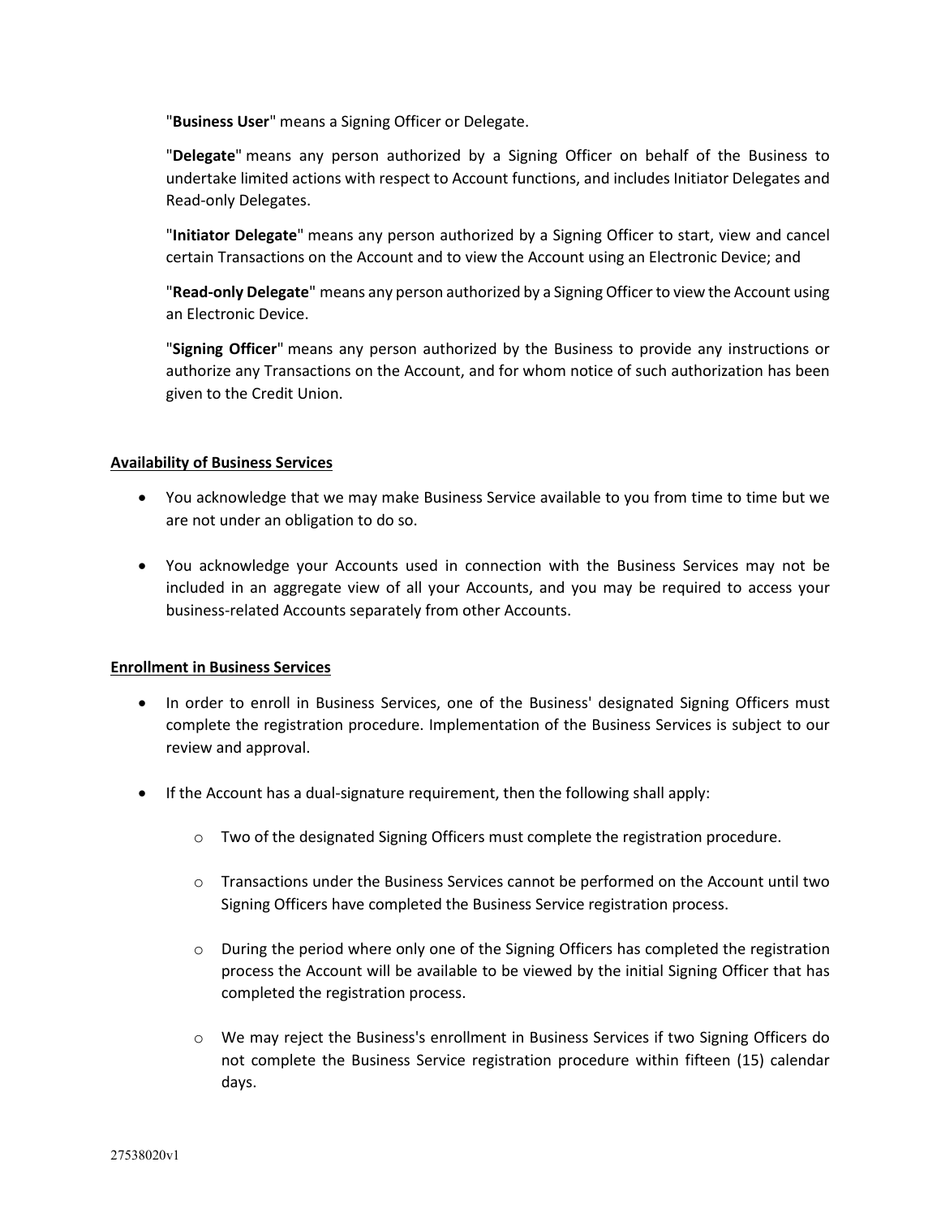"**Business User**" means a Signing Officer or Delegate.

"**Delegate**" means any person authorized by a Signing Officer on behalf of the Business to undertake limited actions with respect to Account functions, and includes Initiator Delegates and Read-only Delegates.

"**Initiator Delegate**" means any person authorized by a Signing Officer to start, view and cancel certain Transactions on the Account and to view the Account using an Electronic Device; and

"**Read-only Delegate**" means any person authorized by a Signing Officer to view the Account using an Electronic Device.

"**Signing Officer**" means any person authorized by the Business to provide any instructions or authorize any Transactions on the Account, and for whom notice of such authorization has been given to the Credit Union.

**Availability of Business Services**

- You acknowledge that we may make Business Service available to you from time to time but we are not under an obligation to do so.
- You acknowledge your Accounts used in connection with the Business Services may not be included in an aggregate view of all your Accounts, and you may be required to access your business-related Accounts separately from other Accounts.

**Enrollment in Business Services**

- In order to enroll in Business Services, one of the Business' designated Signing Officers must complete the registration procedure. Implementation of the Business Services is subject to our review and approval.
- If the Account has a dual-signature requirement, then the following shall apply:
  - Two of the designated Signing Officers must complete the registration procedure.
  - Transactions under the Business Services cannot be performed on the Account until two Signing Officers have completed the Business Service registration process.
  - During the period where only one of the Signing Officers has completed the registration process the Account will be available to be viewed by the initial Signing Officer that has completed the registration process.
  - We may reject the Business's enrollment in Business Services if two Signing Officers do not complete the Business Service registration procedure within fifteen (15) calendar days.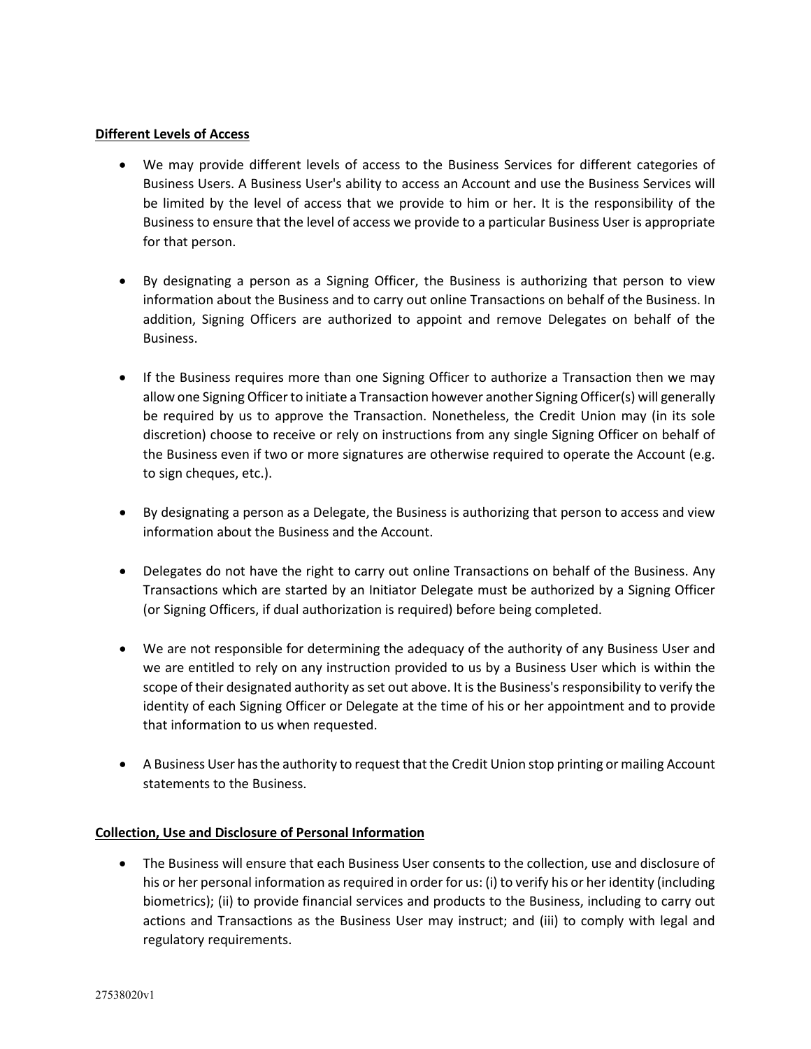**Different Levels of Access**

- We may provide different levels of access to the Business Services for different categories of Business Users. A Business User's ability to access an Account and use the Business Services will be limited by the level of access that we provide to him or her. It is the responsibility of the Business to ensure that the level of access we provide to a particular Business User is appropriate for that person.

- By designating a person as a Signing Officer, the Business is authorizing that person to view information about the Business and to carry out online Transactions on behalf of the Business. In addition, Signing Officers are authorized to appoint and remove Delegates on behalf of the Business.

- If the Business requires more than one Signing Officer to authorize a Transaction then we may allow one Signing Officer to initiate a Transaction however another Signing Officer(s) will generally be required by us to approve the Transaction. Nonetheless, the Credit Union may (in its sole discretion) choose to receive or rely on instructions from any single Signing Officer on behalf of the Business even if two or more signatures are otherwise required to operate the Account (e.g. to sign cheques, etc.).

- By designating a person as a Delegate, the Business is authorizing that person to access and view information about the Business and the Account.

- Delegates do not have the right to carry out online Transactions on behalf of the Business. Any Transactions which are started by an Initiator Delegate must be authorized by a Signing Officer (or Signing Officers, if dual authorization is required) before being completed.

- We are not responsible for determining the adequacy of the authority of any Business User and we are entitled to rely on any instruction provided to us by a Business User which is within the scope of their designated authority as set out above. It is the Business's responsibility to verify the identity of each Signing Officer or Delegate at the time of his or her appointment and to provide that information to us when requested.

- A Business User has the authority to request that the Credit Union stop printing or mailing Account statements to the Business.

**Collection, Use and Disclosure of Personal Information**

- The Business will ensure that each Business User consents to the collection, use and disclosure of his or her personal information as required in order for us: (i) to verify his or her identity (including biometrics); (ii) to provide financial services and products to the Business, including to carry out actions and Transactions as the Business User may instruct; and (iii) to comply with legal and regulatory requirements.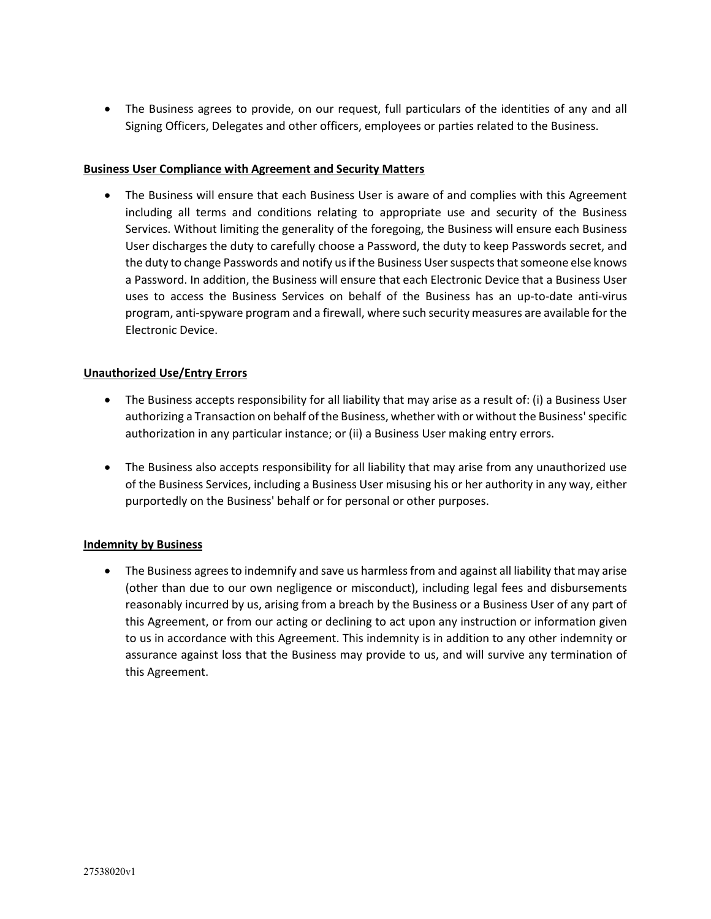- The Business agrees to provide, on our request, full particulars of the identities of any and all Signing Officers, Delegates and other officers, employees or parties related to the Business.

**Business User Compliance with Agreement and Security Matters**

- The Business will ensure that each Business User is aware of and complies with this Agreement including all terms and conditions relating to appropriate use and security of the Business Services. Without limiting the generality of the foregoing, the Business will ensure each Business User discharges the duty to carefully choose a Password, the duty to keep Passwords secret, and the duty to change Passwords and notify us if the Business User suspects that someone else knows a Password. In addition, the Business will ensure that each Electronic Device that a Business User uses to access the Business Services on behalf of the Business has an up-to-date anti-virus program, anti-spyware program and a firewall, where such security measures are available for the Electronic Device.

**Unauthorized Use/Entry Errors**

- The Business accepts responsibility for all liability that may arise as a result of: (i) a Business User authorizing a Transaction on behalf of the Business, whether with or without the Business' specific authorization in any particular instance; or (ii) a Business User making entry errors.

- The Business also accepts responsibility for all liability that may arise from any unauthorized use of the Business Services, including a Business User misusing his or her authority in any way, either purportedly on the Business' behalf or for personal or other purposes.

**Indemnity by Business**

- The Business agrees to indemnify and save us harmless from and against all liability that may arise (other than due to our own negligence or misconduct), including legal fees and disbursements reasonably incurred by us, arising from a breach by the Business or a Business User of any part of this Agreement, or from our acting or declining to act upon any instruction or information given to us in accordance with this Agreement. This indemnity is in addition to any other indemnity or assurance against loss that the Business may provide to us, and will survive any termination of this Agreement.

27538020v1